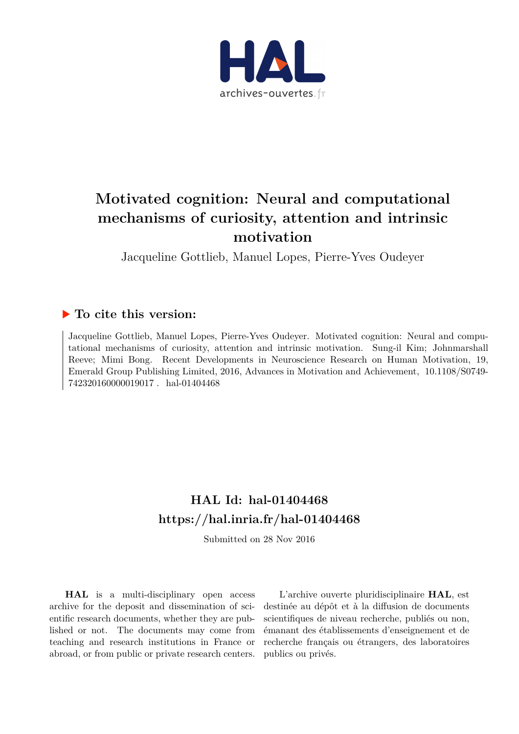# Motivated cognition: Neural and computational mechanisms of curiosity, attention and intrinsic motivation

Jacqueline Gottlieb, Manuel Lopes, Pierre-Yves Oudeyer

## ▶ To cite this version:

Jacqueline Gottlieb, Manuel Lopes, Pierre-Yves Oudeyer. Motivated cognition: Neural and computational mechanisms of curiosity, attention and intrinsic motivation. Sung-il Kim; Johnmarshall Reeve; Mimi Bong. Recent Developments in Neuroscience Research on Human Motivation, 19, Emerald Group Publishing Limited, 2016, Advances in Motivation and Achievement, 10.1108/S0749-742320160000019017 . hal-01404468

## HAL Id: hal-01404468
## https://hal.inria.fr/hal-01404468

Submitted on 28 Nov 2016

**HAL** is a multi-disciplinary open access archive for the deposit and dissemination of scientific research documents, whether they are published or not. The documents may come from teaching and research institutions in France or abroad, or from public or private research centers.

L'archive ouverte pluridisciplinaire **HAL**, est destinée au dépôt et à la diffusion de documents scientifiques de niveau recherche, publiés ou non, émanant des établissements d'enseignement et de recherche français ou étrangers, des laboratoires publics ou privés.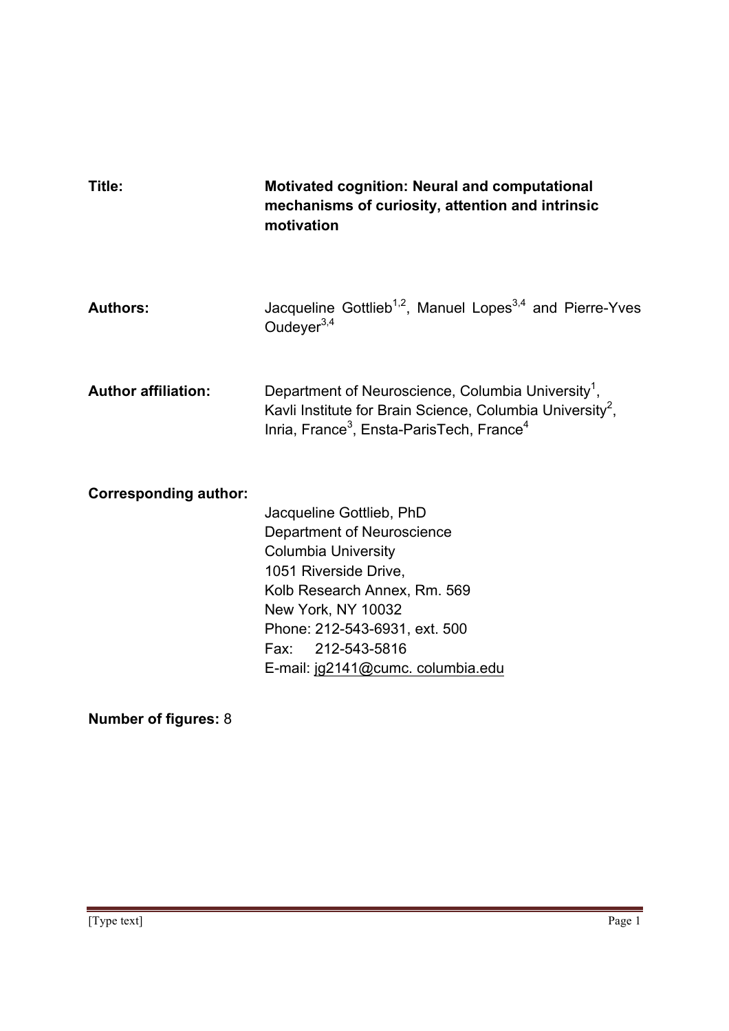**Title:** **Motivated cognition: Neural and computational mechanisms of curiosity, attention and intrinsic motivation**

**Authors:** Jacqueline Gottlieb[1,2], Manuel Lopes[3,4] and Pierre-Yves Oudeyer[3,4]

**Author affiliation:** Department of Neuroscience, Columbia University[1], Kavli Institute for Brain Science, Columbia University[2], Inria, France[3], Ensta-ParisTech, France[4]

**Corresponding author:**

Jacqueline Gottlieb, PhD
Department of Neuroscience
Columbia University
1051 Riverside Drive,
Kolb Research Annex, Rm. 569
New York, NY 10032
Phone: 212-543-6931, ext. 500
Fax: 212-543-5816
E-mail: jg2141@cumc. columbia.edu

**Number of figures:** 8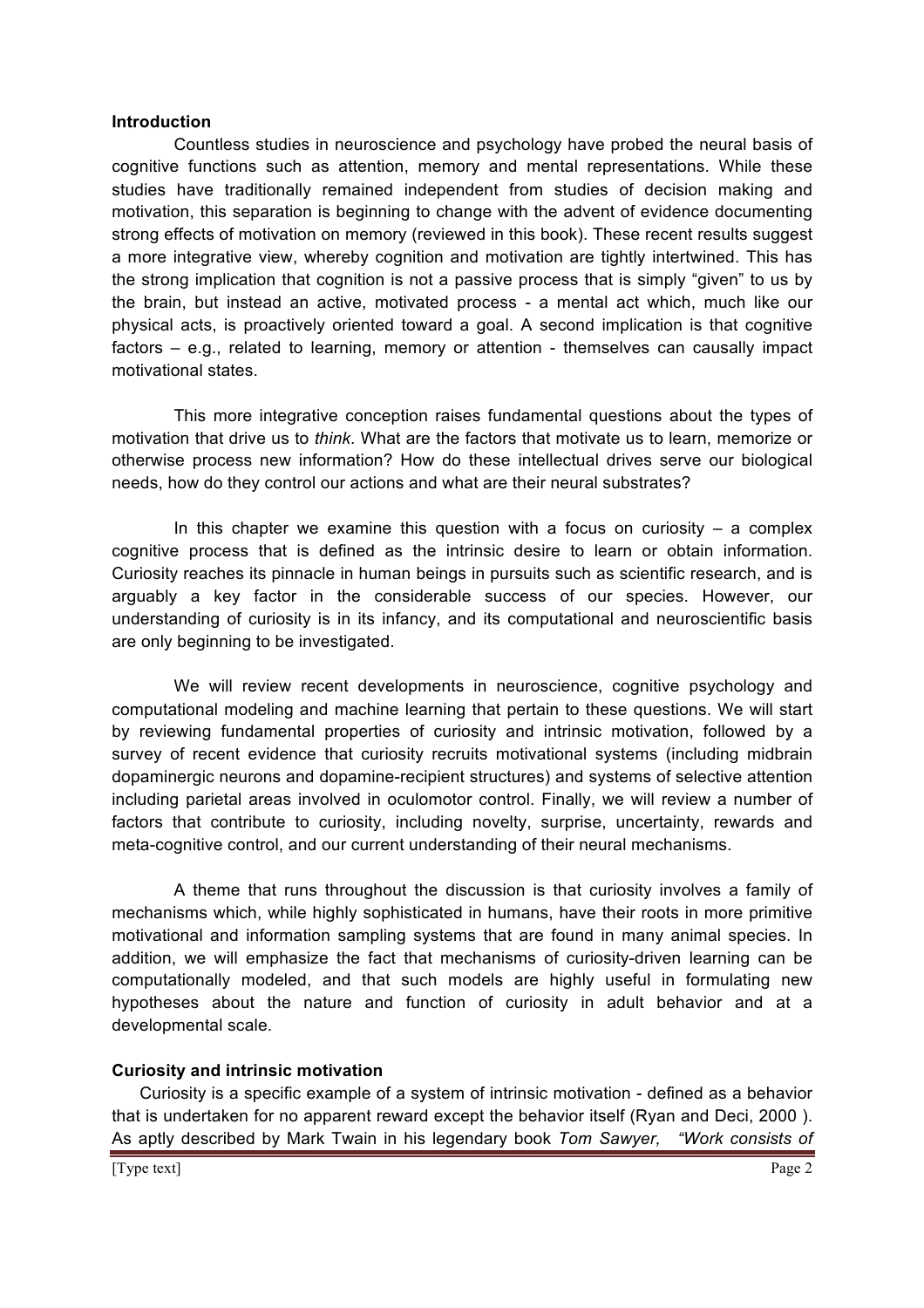**Introduction**

Countless studies in neuroscience and psychology have probed the neural basis of cognitive functions such as attention, memory and mental representations. While these studies have traditionally remained independent from studies of decision making and motivation, this separation is beginning to change with the advent of evidence documenting strong effects of motivation on memory (reviewed in this book). These recent results suggest a more integrative view, whereby cognition and motivation are tightly intertwined. This has the strong implication that cognition is not a passive process that is simply "given" to us by the brain, but instead an active, motivated process - a mental act which, much like our physical acts, is proactively oriented toward a goal. A second implication is that cognitive factors – e.g., related to learning, memory or attention - themselves can causally impact motivational states.

This more integrative conception raises fundamental questions about the types of motivation that drive us to *think*. What are the factors that motivate us to learn, memorize or otherwise process new information? How do these intellectual drives serve our biological needs, how do they control our actions and what are their neural substrates?

In this chapter we examine this question with a focus on curiosity – a complex cognitive process that is defined as the intrinsic desire to learn or obtain information. Curiosity reaches its pinnacle in human beings in pursuits such as scientific research, and is arguably a key factor in the considerable success of our species. However, our understanding of curiosity is in its infancy, and its computational and neuroscientific basis are only beginning to be investigated.

We will review recent developments in neuroscience, cognitive psychology and computational modeling and machine learning that pertain to these questions. We will start by reviewing fundamental properties of curiosity and intrinsic motivation, followed by a survey of recent evidence that curiosity recruits motivational systems (including midbrain dopaminergic neurons and dopamine-recipient structures) and systems of selective attention including parietal areas involved in oculomotor control. Finally, we will review a number of factors that contribute to curiosity, including novelty, surprise, uncertainty, rewards and meta-cognitive control, and our current understanding of their neural mechanisms.

A theme that runs throughout the discussion is that curiosity involves a family of mechanisms which, while highly sophisticated in humans, have their roots in more primitive motivational and information sampling systems that are found in many animal species. In addition, we will emphasize the fact that mechanisms of curiosity-driven learning can be computationally modeled, and that such models are highly useful in formulating new hypotheses about the nature and function of curiosity in adult behavior and at a developmental scale.

**Curiosity and intrinsic motivation**

Curiosity is a specific example of a system of intrinsic motivation - defined as a behavior that is undertaken for no apparent reward except the behavior itself (Ryan and Deci, 2000 ). As aptly described by Mark Twain in his legendary book *Tom Sawyer, "Work consists of*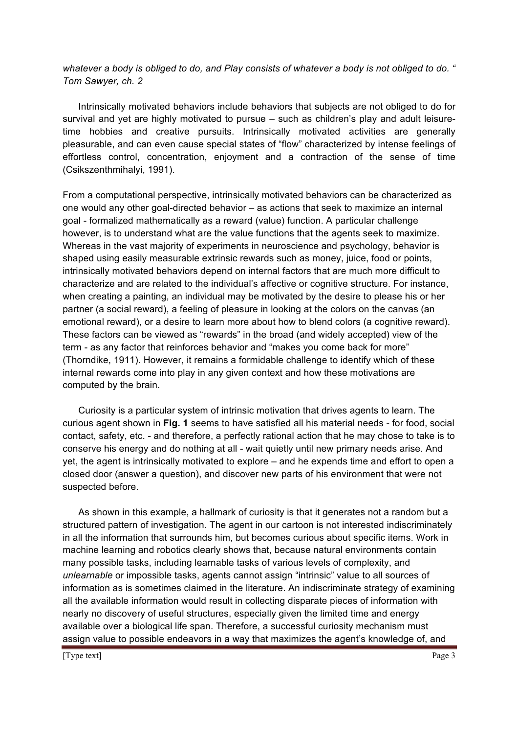*whatever a body is obliged to do, and Play consists of whatever a body is not obliged to do. " Tom Sawyer, ch. 2*

Intrinsically motivated behaviors include behaviors that subjects are not obliged to do for survival and yet are highly motivated to pursue – such as children's play and adult leisure-time hobbies and creative pursuits. Intrinsically motivated activities are generally pleasurable, and can even cause special states of "flow" characterized by intense feelings of effortless control, concentration, enjoyment and a contraction of the sense of time (Csikszenthmihalyi, 1991).

From a computational perspective, intrinsically motivated behaviors can be characterized as one would any other goal-directed behavior – as actions that seek to maximize an internal goal - formalized mathematically as a reward (value) function. A particular challenge however, is to understand what are the value functions that the agents seek to maximize. Whereas in the vast majority of experiments in neuroscience and psychology, behavior is shaped using easily measurable extrinsic rewards such as money, juice, food or points, intrinsically motivated behaviors depend on internal factors that are much more difficult to characterize and are related to the individual's affective or cognitive structure. For instance, when creating a painting, an individual may be motivated by the desire to please his or her partner (a social reward), a feeling of pleasure in looking at the colors on the canvas (an emotional reward), or a desire to learn more about how to blend colors (a cognitive reward). These factors can be viewed as "rewards" in the broad (and widely accepted) view of the term - as any factor that reinforces behavior and "makes you come back for more" (Thorndike, 1911). However, it remains a formidable challenge to identify which of these internal rewards come into play in any given context and how these motivations are computed by the brain.

Curiosity is a particular system of intrinsic motivation that drives agents to learn. The curious agent shown in **Fig. 1** seems to have satisfied all his material needs - for food, social contact, safety, etc. - and therefore, a perfectly rational action that he may chose to take is to conserve his energy and do nothing at all - wait quietly until new primary needs arise. And yet, the agent is intrinsically motivated to explore – and he expends time and effort to open a closed door (answer a question), and discover new parts of his environment that were not suspected before.

As shown in this example, a hallmark of curiosity is that it generates not a random but a structured pattern of investigation. The agent in our cartoon is not interested indiscriminately in all the information that surrounds him, but becomes curious about specific items. Work in machine learning and robotics clearly shows that, because natural environments contain many possible tasks, including learnable tasks of various levels of complexity, and *unlearnable* or impossible tasks, agents cannot assign "intrinsic" value to all sources of information as is sometimes claimed in the literature. An indiscriminate strategy of examining all the available information would result in collecting disparate pieces of information with nearly no discovery of useful structures, especially given the limited time and energy available over a biological life span. Therefore, a successful curiosity mechanism must assign value to possible endeavors in a way that maximizes the agent's knowledge of, and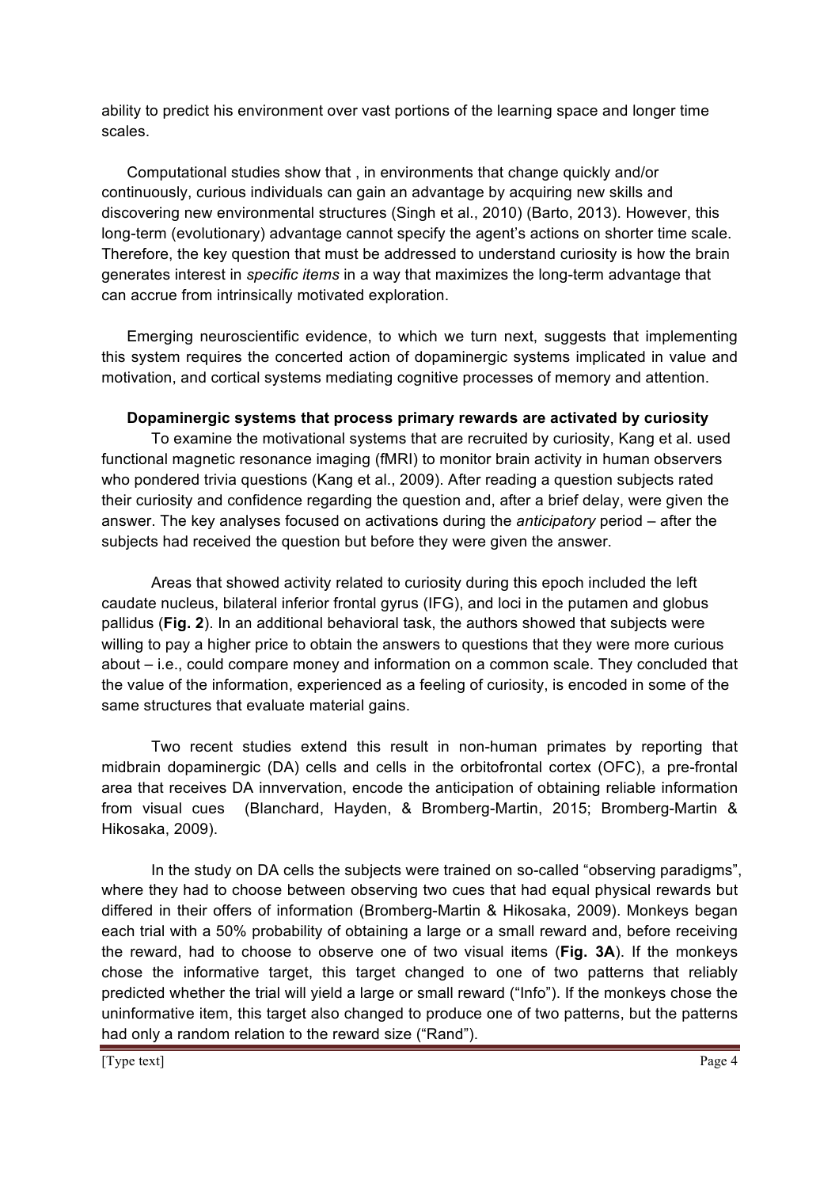ability to predict his environment over vast portions of the learning space and longer time scales.

Computational studies show that , in environments that change quickly and/or continuously, curious individuals can gain an advantage by acquiring new skills and discovering new environmental structures (Singh et al., 2010) (Barto, 2013). However, this long-term (evolutionary) advantage cannot specify the agent's actions on shorter time scale. Therefore, the key question that must be addressed to understand curiosity is how the brain generates interest in *specific items* in a way that maximizes the long-term advantage that can accrue from intrinsically motivated exploration.

Emerging neuroscientific evidence, to which we turn next, suggests that implementing this system requires the concerted action of dopaminergic systems implicated in value and motivation, and cortical systems mediating cognitive processes of memory and attention.

### Dopaminergic systems that process primary rewards are activated by curiosity

To examine the motivational systems that are recruited by curiosity, Kang et al. used functional magnetic resonance imaging (fMRI) to monitor brain activity in human observers who pondered trivia questions (Kang et al., 2009). After reading a question subjects rated their curiosity and confidence regarding the question and, after a brief delay, were given the answer. The key analyses focused on activations during the *anticipatory* period – after the subjects had received the question but before they were given the answer.

Areas that showed activity related to curiosity during this epoch included the left caudate nucleus, bilateral inferior frontal gyrus (IFG), and loci in the putamen and globus pallidus (**Fig. 2**). In an additional behavioral task, the authors showed that subjects were willing to pay a higher price to obtain the answers to questions that they were more curious about – i.e., could compare money and information on a common scale. They concluded that the value of the information, experienced as a feeling of curiosity, is encoded in some of the same structures that evaluate material gains.

Two recent studies extend this result in non-human primates by reporting that midbrain dopaminergic (DA) cells and cells in the orbitofrontal cortex (OFC), a pre-frontal area that receives DA innvervation, encode the anticipation of obtaining reliable information from visual cues (Blanchard, Hayden, & Bromberg-Martin, 2015; Bromberg-Martin & Hikosaka, 2009).

In the study on DA cells the subjects were trained on so-called "observing paradigms", where they had to choose between observing two cues that had equal physical rewards but differed in their offers of information (Bromberg-Martin & Hikosaka, 2009). Monkeys began each trial with a 50% probability of obtaining a large or a small reward and, before receiving the reward, had to choose to observe one of two visual items (**Fig. 3A**). If the monkeys chose the informative target, this target changed to one of two patterns that reliably predicted whether the trial will yield a large or small reward ("Info"). If the monkeys chose the uninformative item, this target also changed to produce one of two patterns, but the patterns had only a random relation to the reward size ("Rand").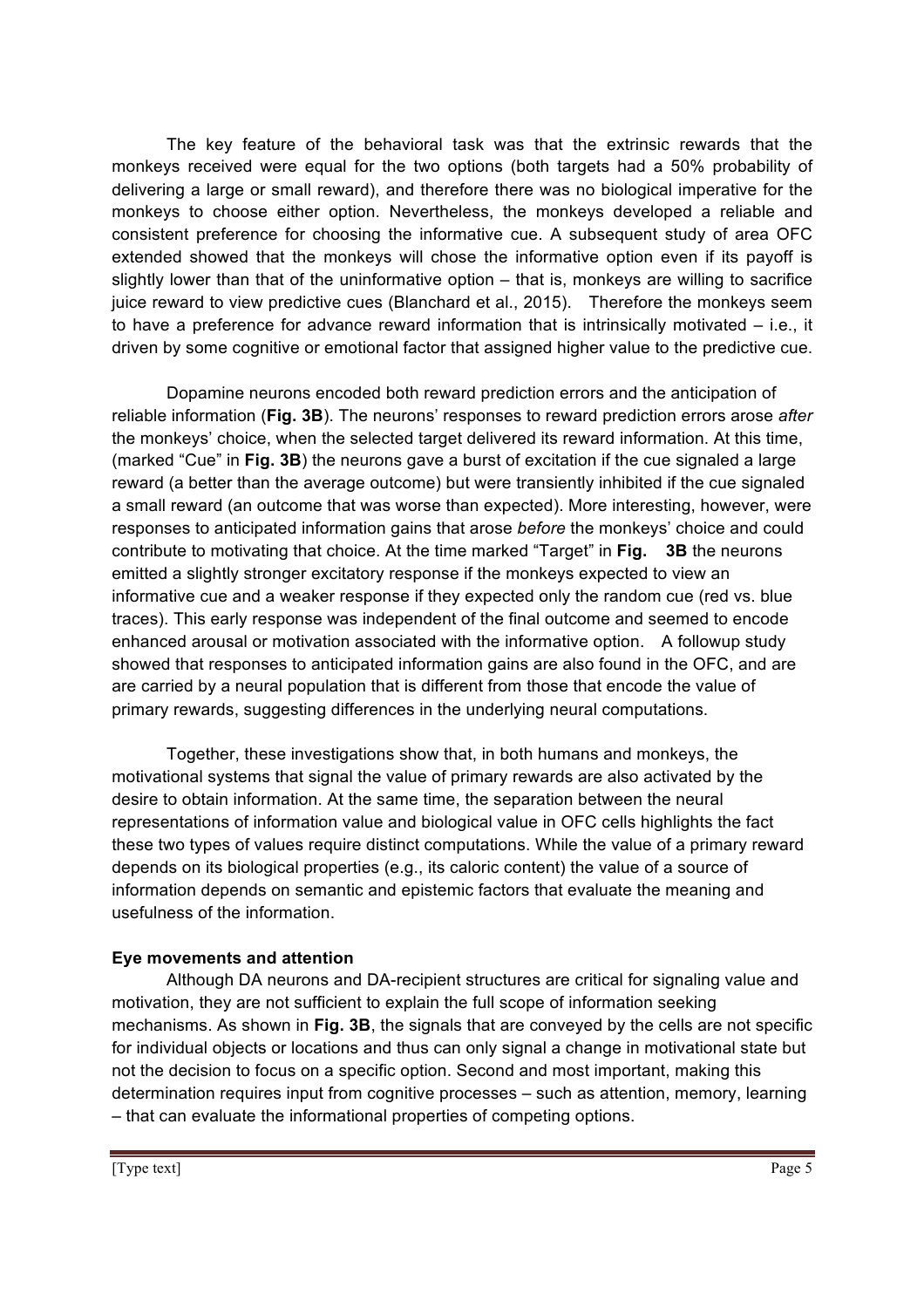The key feature of the behavioral task was that the extrinsic rewards that the monkeys received were equal for the two options (both targets had a 50% probability of delivering a large or small reward), and therefore there was no biological imperative for the monkeys to choose either option. Nevertheless, the monkeys developed a reliable and consistent preference for choosing the informative cue. A subsequent study of area OFC extended showed that the monkeys will chose the informative option even if its payoff is slightly lower than that of the uninformative option – that is, monkeys are willing to sacrifice juice reward to view predictive cues (Blanchard et al., 2015). Therefore the monkeys seem to have a preference for advance reward information that is intrinsically motivated – i.e., it driven by some cognitive or emotional factor that assigned higher value to the predictive cue.

Dopamine neurons encoded both reward prediction errors and the anticipation of reliable information (**Fig. 3B**). The neurons' responses to reward prediction errors arose *after* the monkeys' choice, when the selected target delivered its reward information. At this time, (marked "Cue" in **Fig. 3B**) the neurons gave a burst of excitation if the cue signaled a large reward (a better than the average outcome) but were transiently inhibited if the cue signaled a small reward (an outcome that was worse than expected). More interesting, however, were responses to anticipated information gains that arose *before* the monkeys' choice and could contribute to motivating that choice. At the time marked "Target" in **Fig. 3B** the neurons emitted a slightly stronger excitatory response if the monkeys expected to view an informative cue and a weaker response if they expected only the random cue (red vs. blue traces). This early response was independent of the final outcome and seemed to encode enhanced arousal or motivation associated with the informative option. A followup study showed that responses to anticipated information gains are also found in the OFC, and are are carried by a neural population that is different from those that encode the value of primary rewards, suggesting differences in the underlying neural computations.

Together, these investigations show that, in both humans and monkeys, the motivational systems that signal the value of primary rewards are also activated by the desire to obtain information. At the same time, the separation between the neural representations of information value and biological value in OFC cells highlights the fact these two types of values require distinct computations. While the value of a primary reward depends on its biological properties (e.g., its caloric content) the value of a source of information depends on semantic and epistemic factors that evaluate the meaning and usefulness of the information.

**Eye movements and attention**

Although DA neurons and DA-recipient structures are critical for signaling value and motivation, they are not sufficient to explain the full scope of information seeking mechanisms. As shown in **Fig. 3B**, the signals that are conveyed by the cells are not specific for individual objects or locations and thus can only signal a change in motivational state but not the decision to focus on a specific option. Second and most important, making this determination requires input from cognitive processes – such as attention, memory, learning – that can evaluate the informational properties of competing options.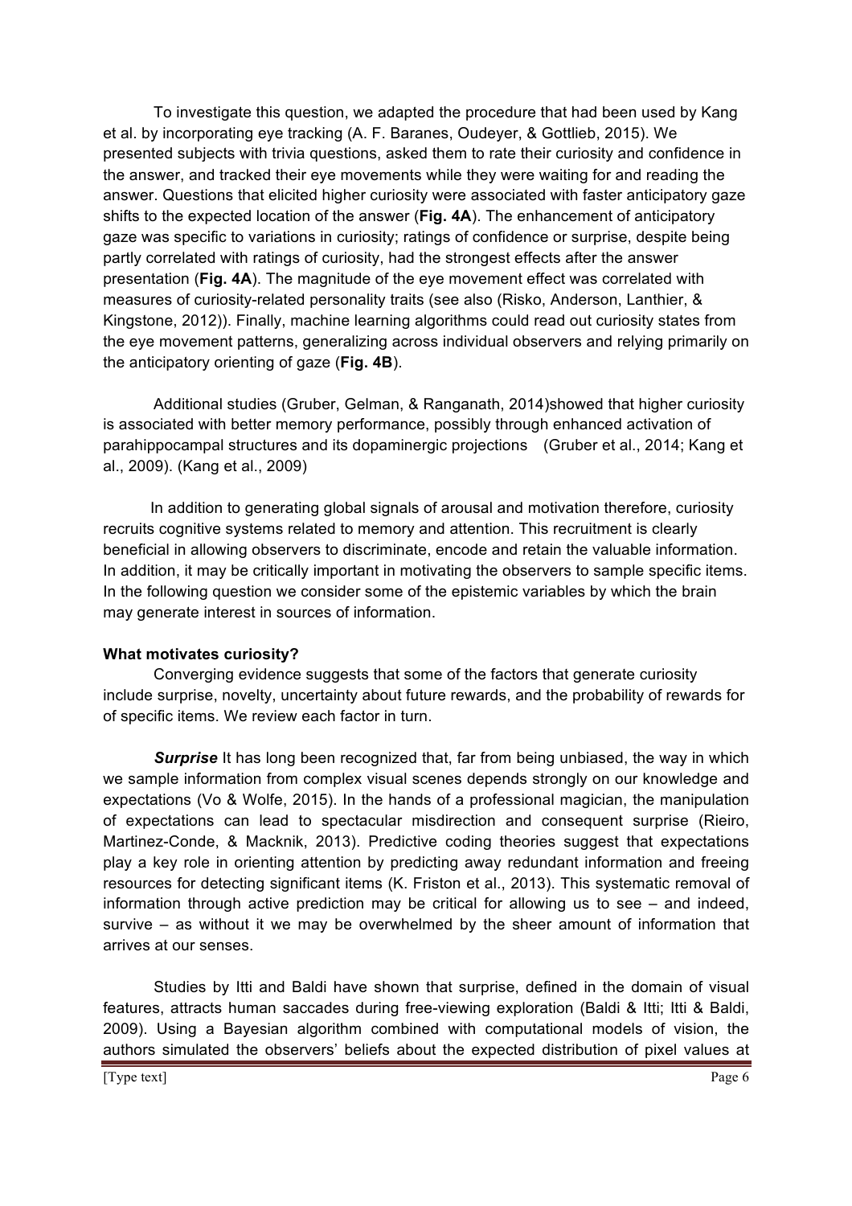To investigate this question, we adapted the procedure that had been used by Kang et al. by incorporating eye tracking (A. F. Baranes, Oudeyer, & Gottlieb, 2015). We presented subjects with trivia questions, asked them to rate their curiosity and confidence in the answer, and tracked their eye movements while they were waiting for and reading the answer. Questions that elicited higher curiosity were associated with faster anticipatory gaze shifts to the expected location of the answer (**Fig. 4A**). The enhancement of anticipatory gaze was specific to variations in curiosity; ratings of confidence or surprise, despite being partly correlated with ratings of curiosity, had the strongest effects after the answer presentation (**Fig. 4A**). The magnitude of the eye movement effect was correlated with measures of curiosity-related personality traits (see also (Risko, Anderson, Lanthier, & Kingstone, 2012)). Finally, machine learning algorithms could read out curiosity states from the eye movement patterns, generalizing across individual observers and relying primarily on the anticipatory orienting of gaze (**Fig. 4B**).

Additional studies (Gruber, Gelman, & Ranganath, 2014)showed that higher curiosity is associated with better memory performance, possibly through enhanced activation of parahippocampal structures and its dopaminergic projections (Gruber et al., 2014; Kang et al., 2009). (Kang et al., 2009)

In addition to generating global signals of arousal and motivation therefore, curiosity recruits cognitive systems related to memory and attention. This recruitment is clearly beneficial in allowing observers to discriminate, encode and retain the valuable information. In addition, it may be critically important in motivating the observers to sample specific items. In the following question we consider some of the epistemic variables by which the brain may generate interest in sources of information.

**What motivates curiosity?**

Converging evidence suggests that some of the factors that generate curiosity include surprise, novelty, uncertainty about future rewards, and the probability of rewards for of specific items. We review each factor in turn.

***Surprise*** It has long been recognized that, far from being unbiased, the way in which we sample information from complex visual scenes depends strongly on our knowledge and expectations (Vo & Wolfe, 2015). In the hands of a professional magician, the manipulation of expectations can lead to spectacular misdirection and consequent surprise (Rieiro, Martinez-Conde, & Macknik, 2013). Predictive coding theories suggest that expectations play a key role in orienting attention by predicting away redundant information and freeing resources for detecting significant items (K. Friston et al., 2013). This systematic removal of information through active prediction may be critical for allowing us to see – and indeed, survive – as without it we may be overwhelmed by the sheer amount of information that arrives at our senses.

Studies by Itti and Baldi have shown that surprise, defined in the domain of visual features, attracts human saccades during free-viewing exploration (Baldi & Itti; Itti & Baldi, 2009). Using a Bayesian algorithm combined with computational models of vision, the authors simulated the observers' beliefs about the expected distribution of pixel values at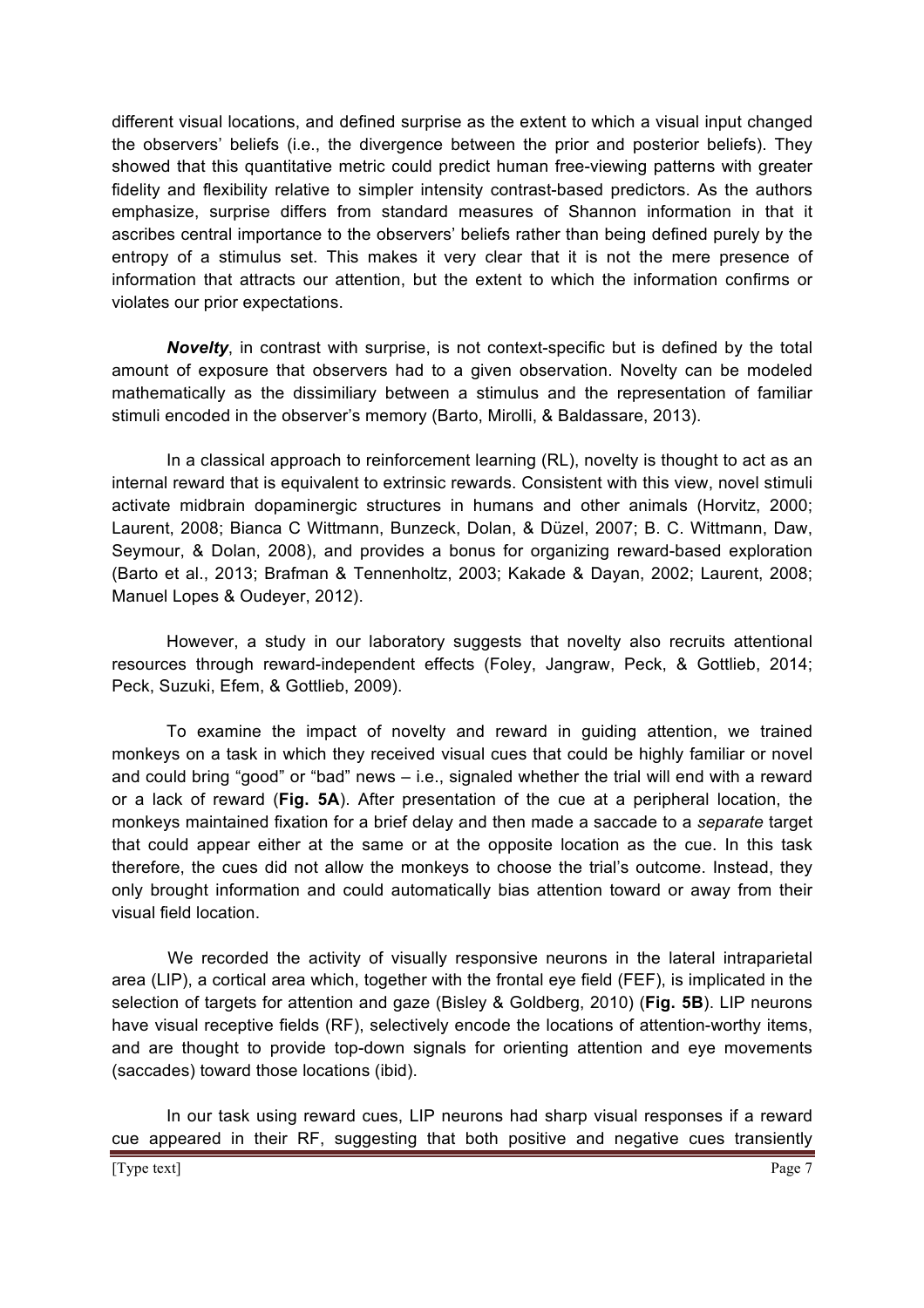different visual locations, and defined surprise as the extent to which a visual input changed the observers' beliefs (i.e., the divergence between the prior and posterior beliefs). They showed that this quantitative metric could predict human free-viewing patterns with greater fidelity and flexibility relative to simpler intensity contrast-based predictors. As the authors emphasize, surprise differs from standard measures of Shannon information in that it ascribes central importance to the observers' beliefs rather than being defined purely by the entropy of a stimulus set. This makes it very clear that it is not the mere presence of information that attracts our attention, but the extent to which the information confirms or violates our prior expectations.

***Novelty***, in contrast with surprise, is not context-specific but is defined by the total amount of exposure that observers had to a given observation. Novelty can be modeled mathematically as the dissimiliary between a stimulus and the representation of familiar stimuli encoded in the observer's memory (Barto, Mirolli, & Baldassare, 2013).

In a classical approach to reinforcement learning (RL), novelty is thought to act as an internal reward that is equivalent to extrinsic rewards. Consistent with this view, novel stimuli activate midbrain dopaminergic structures in humans and other animals (Horvitz, 2000; Laurent, 2008; Bianca C Wittmann, Bunzeck, Dolan, & Düzel, 2007; B. C. Wittmann, Daw, Seymour, & Dolan, 2008), and provides a bonus for organizing reward-based exploration (Barto et al., 2013; Brafman & Tennenholtz, 2003; Kakade & Dayan, 2002; Laurent, 2008; Manuel Lopes & Oudeyer, 2012).

However, a study in our laboratory suggests that novelty also recruits attentional resources through reward-independent effects (Foley, Jangraw, Peck, & Gottlieb, 2014; Peck, Suzuki, Efem, & Gottlieb, 2009).

To examine the impact of novelty and reward in guiding attention, we trained monkeys on a task in which they received visual cues that could be highly familiar or novel and could bring "good" or "bad" news – i.e., signaled whether the trial will end with a reward or a lack of reward (**Fig. 5A**). After presentation of the cue at a peripheral location, the monkeys maintained fixation for a brief delay and then made a saccade to a *separate* target that could appear either at the same or at the opposite location as the cue. In this task therefore, the cues did not allow the monkeys to choose the trial's outcome. Instead, they only brought information and could automatically bias attention toward or away from their visual field location.

We recorded the activity of visually responsive neurons in the lateral intraparietal area (LIP), a cortical area which, together with the frontal eye field (FEF), is implicated in the selection of targets for attention and gaze (Bisley & Goldberg, 2010) (**Fig. 5B**). LIP neurons have visual receptive fields (RF), selectively encode the locations of attention-worthy items, and are thought to provide top-down signals for orienting attention and eye movements (saccades) toward those locations (ibid).

In our task using reward cues, LIP neurons had sharp visual responses if a reward cue appeared in their RF, suggesting that both positive and negative cues transiently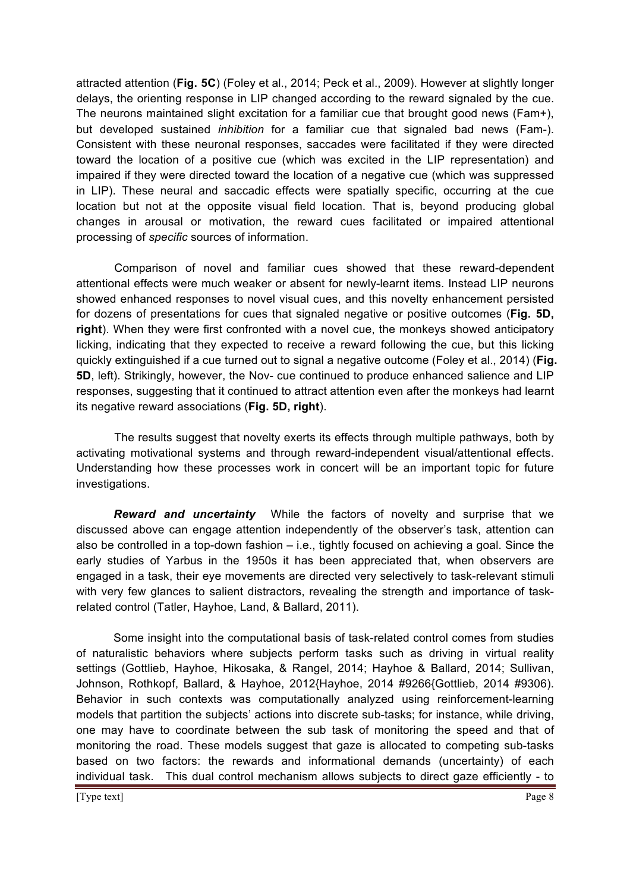attracted attention (**Fig. 5C**) (Foley et al., 2014; Peck et al., 2009). However at slightly longer delays, the orienting response in LIP changed according to the reward signaled by the cue. The neurons maintained slight excitation for a familiar cue that brought good news (Fam+), but developed sustained *inhibition* for a familiar cue that signaled bad news (Fam-). Consistent with these neuronal responses, saccades were facilitated if they were directed toward the location of a positive cue (which was excited in the LIP representation) and impaired if they were directed toward the location of a negative cue (which was suppressed in LIP). These neural and saccadic effects were spatially specific, occurring at the cue location but not at the opposite visual field location. That is, beyond producing global changes in arousal or motivation, the reward cues facilitated or impaired attentional processing of *specific* sources of information.

Comparison of novel and familiar cues showed that these reward-dependent attentional effects were much weaker or absent for newly-learnt items. Instead LIP neurons showed enhanced responses to novel visual cues, and this novelty enhancement persisted for dozens of presentations for cues that signaled negative or positive outcomes (**Fig. 5D, right**). When they were first confronted with a novel cue, the monkeys showed anticipatory licking, indicating that they expected to receive a reward following the cue, but this licking quickly extinguished if a cue turned out to signal a negative outcome (Foley et al., 2014) (**Fig. 5D**, left). Strikingly, however, the Nov- cue continued to produce enhanced salience and LIP responses, suggesting that it continued to attract attention even after the monkeys had learnt its negative reward associations (**Fig. 5D, right**).

The results suggest that novelty exerts its effects through multiple pathways, both by activating motivational systems and through reward-independent visual/attentional effects. Understanding how these processes work in concert will be an important topic for future investigations.

***Reward and uncertainty*** While the factors of novelty and surprise that we discussed above can engage attention independently of the observer's task, attention can also be controlled in a top-down fashion – i.e., tightly focused on achieving a goal. Since the early studies of Yarbus in the 1950s it has been appreciated that, when observers are engaged in a task, their eye movements are directed very selectively to task-relevant stimuli with very few glances to salient distractors, revealing the strength and importance of task-related control (Tatler, Hayhoe, Land, & Ballard, 2011).

Some insight into the computational basis of task-related control comes from studies of naturalistic behaviors where subjects perform tasks such as driving in virtual reality settings (Gottlieb, Hayhoe, Hikosaka, & Rangel, 2014; Hayhoe & Ballard, 2014; Sullivan, Johnson, Rothkopf, Ballard, & Hayhoe, 2012{Hayhoe, 2014 #9266{Gottlieb, 2014 #9306). Behavior in such contexts was computationally analyzed using reinforcement-learning models that partition the subjects' actions into discrete sub-tasks; for instance, while driving, one may have to coordinate between the sub task of monitoring the speed and that of monitoring the road. These models suggest that gaze is allocated to competing sub-tasks based on two factors: the rewards and informational demands (uncertainty) of each individual task. This dual control mechanism allows subjects to direct gaze efficiently - to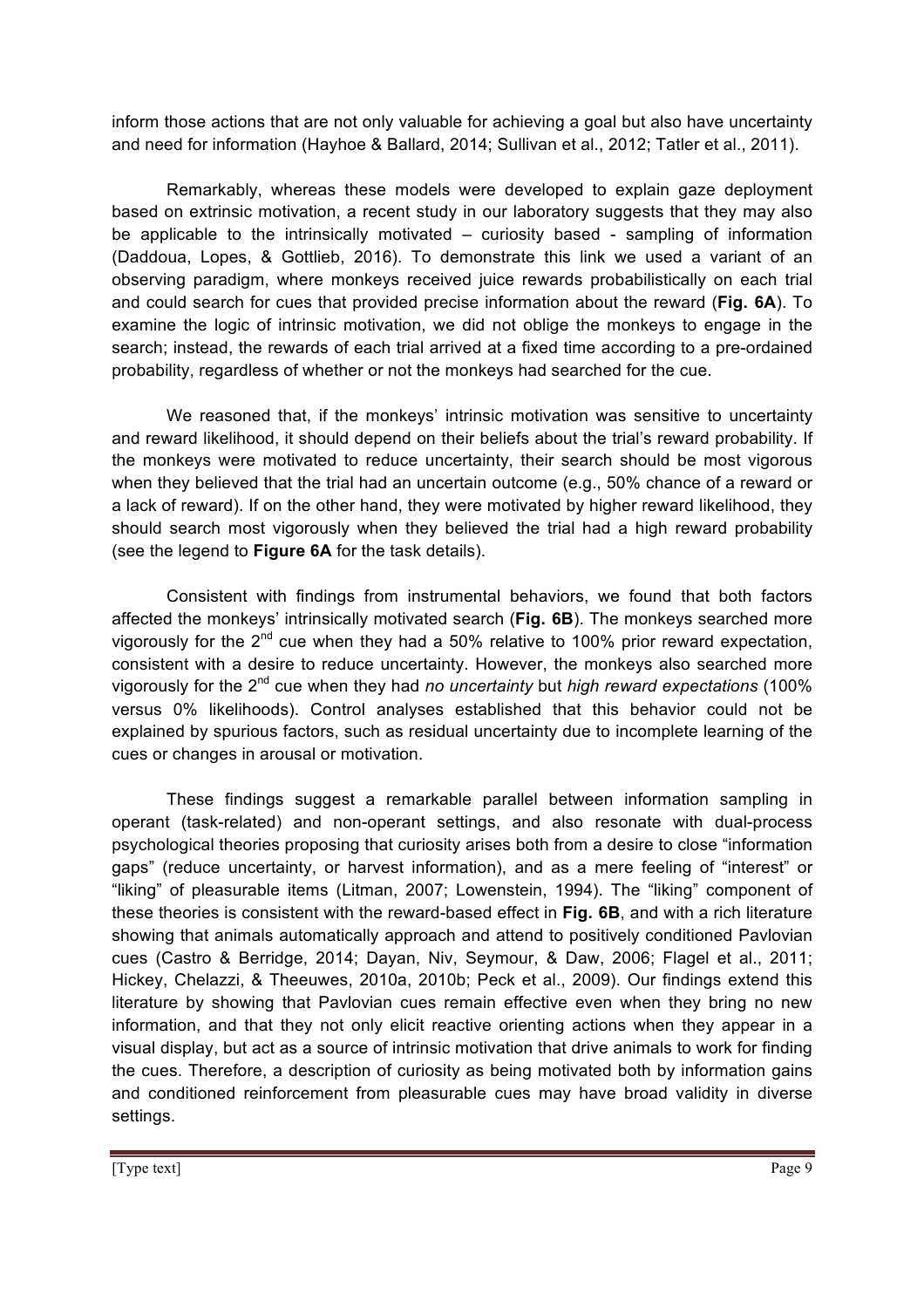inform those actions that are not only valuable for achieving a goal but also have uncertainty and need for information (Hayhoe & Ballard, 2014; Sullivan et al., 2012; Tatler et al., 2011).

Remarkably, whereas these models were developed to explain gaze deployment based on extrinsic motivation, a recent study in our laboratory suggests that they may also be applicable to the intrinsically motivated – curiosity based - sampling of information (Daddoua, Lopes, & Gottlieb, 2016). To demonstrate this link we used a variant of an observing paradigm, where monkeys received juice rewards probabilistically on each trial and could search for cues that provided precise information about the reward (**Fig. 6A**). To examine the logic of intrinsic motivation, we did not oblige the monkeys to engage in the search; instead, the rewards of each trial arrived at a fixed time according to a pre-ordained probability, regardless of whether or not the monkeys had searched for the cue.

We reasoned that, if the monkeys' intrinsic motivation was sensitive to uncertainty and reward likelihood, it should depend on their beliefs about the trial's reward probability. If the monkeys were motivated to reduce uncertainty, their search should be most vigorous when they believed that the trial had an uncertain outcome (e.g., 50% chance of a reward or a lack of reward). If on the other hand, they were motivated by higher reward likelihood, they should search most vigorously when they believed the trial had a high reward probability (see the legend to **Figure 6A** for the task details).

Consistent with findings from instrumental behaviors, we found that both factors affected the monkeys' intrinsically motivated search (**Fig. 6B**). The monkeys searched more vigorously for the 2nd cue when they had a 50% relative to 100% prior reward expectation, consistent with a desire to reduce uncertainty. However, the monkeys also searched more vigorously for the 2nd cue when they had *no uncertainty* but *high reward expectations* (100% versus 0% likelihoods). Control analyses established that this behavior could not be explained by spurious factors, such as residual uncertainty due to incomplete learning of the cues or changes in arousal or motivation.

These findings suggest a remarkable parallel between information sampling in operant (task-related) and non-operant settings, and also resonate with dual-process psychological theories proposing that curiosity arises both from a desire to close "information gaps" (reduce uncertainty, or harvest information), and as a mere feeling of "interest" or "liking" of pleasurable items (Litman, 2007; Lowenstein, 1994). The "liking" component of these theories is consistent with the reward-based effect in **Fig. 6B**, and with a rich literature showing that animals automatically approach and attend to positively conditioned Pavlovian cues (Castro & Berridge, 2014; Dayan, Niv, Seymour, & Daw, 2006; Flagel et al., 2011; Hickey, Chelazzi, & Theeuwes, 2010a, 2010b; Peck et al., 2009). Our findings extend this literature by showing that Pavlovian cues remain effective even when they bring no new information, and that they not only elicit reactive orienting actions when they appear in a visual display, but act as a source of intrinsic motivation that drive animals to work for finding the cues. Therefore, a description of curiosity as being motivated both by information gains and conditioned reinforcement from pleasurable cues may have broad validity in diverse settings.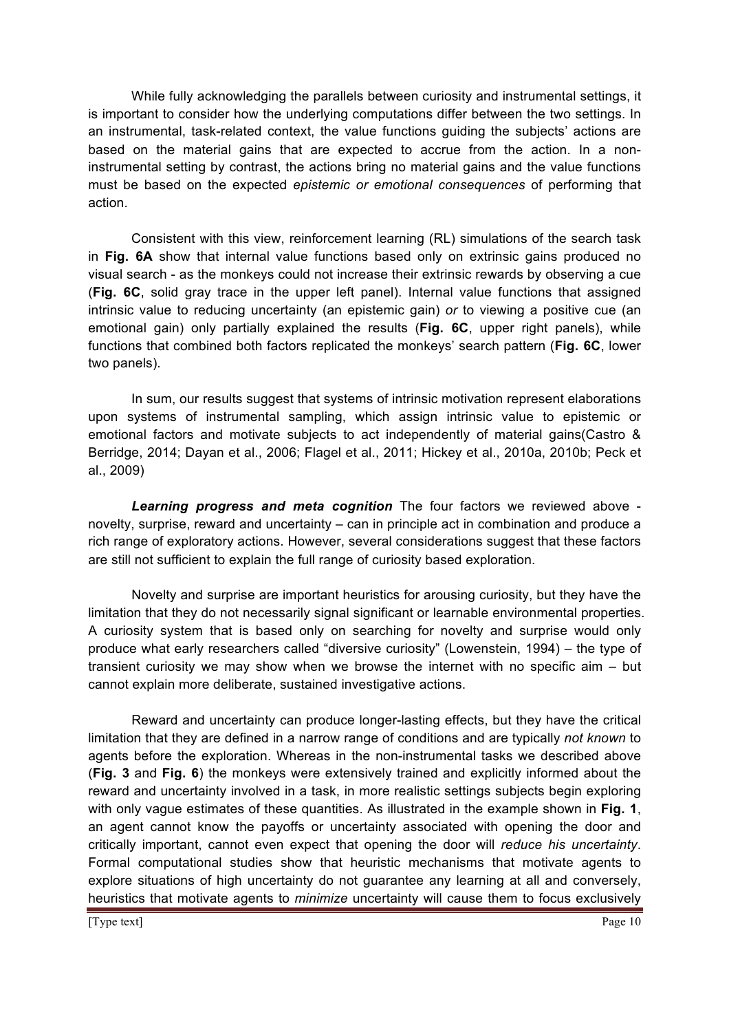While fully acknowledging the parallels between curiosity and instrumental settings, it is important to consider how the underlying computations differ between the two settings. In an instrumental, task-related context, the value functions guiding the subjects' actions are based on the material gains that are expected to accrue from the action. In a non-instrumental setting by contrast, the actions bring no material gains and the value functions must be based on the expected *epistemic or emotional consequences* of performing that action.

Consistent with this view, reinforcement learning (RL) simulations of the search task in **Fig. 6A** show that internal value functions based only on extrinsic gains produced no visual search - as the monkeys could not increase their extrinsic rewards by observing a cue (**Fig. 6C**, solid gray trace in the upper left panel). Internal value functions that assigned intrinsic value to reducing uncertainty (an epistemic gain) *or* to viewing a positive cue (an emotional gain) only partially explained the results (**Fig. 6C**, upper right panels), while functions that combined both factors replicated the monkeys' search pattern (**Fig. 6C**, lower two panels).

In sum, our results suggest that systems of intrinsic motivation represent elaborations upon systems of instrumental sampling, which assign intrinsic value to epistemic or emotional factors and motivate subjects to act independently of material gains(Castro & Berridge, 2014; Dayan et al., 2006; Flagel et al., 2011; Hickey et al., 2010a, 2010b; Peck et al., 2009)

***Learning progress and meta cognition*** The four factors we reviewed above - novelty, surprise, reward and uncertainty – can in principle act in combination and produce a rich range of exploratory actions. However, several considerations suggest that these factors are still not sufficient to explain the full range of curiosity based exploration.

Novelty and surprise are important heuristics for arousing curiosity, but they have the limitation that they do not necessarily signal significant or learnable environmental properties. A curiosity system that is based only on searching for novelty and surprise would only produce what early researchers called "diversive curiosity" (Lowenstein, 1994) – the type of transient curiosity we may show when we browse the internet with no specific aim – but cannot explain more deliberate, sustained investigative actions.

Reward and uncertainty can produce longer-lasting effects, but they have the critical limitation that they are defined in a narrow range of conditions and are typically *not known* to agents before the exploration. Whereas in the non-instrumental tasks we described above (**Fig. 3** and **Fig. 6**) the monkeys were extensively trained and explicitly informed about the reward and uncertainty involved in a task, in more realistic settings subjects begin exploring with only vague estimates of these quantities. As illustrated in the example shown in **Fig. 1**, an agent cannot know the payoffs or uncertainty associated with opening the door and critically important, cannot even expect that opening the door will *reduce his uncertainty*. Formal computational studies show that heuristic mechanisms that motivate agents to explore situations of high uncertainty do not guarantee any learning at all and conversely, heuristics that motivate agents to *minimize* uncertainty will cause them to focus exclusively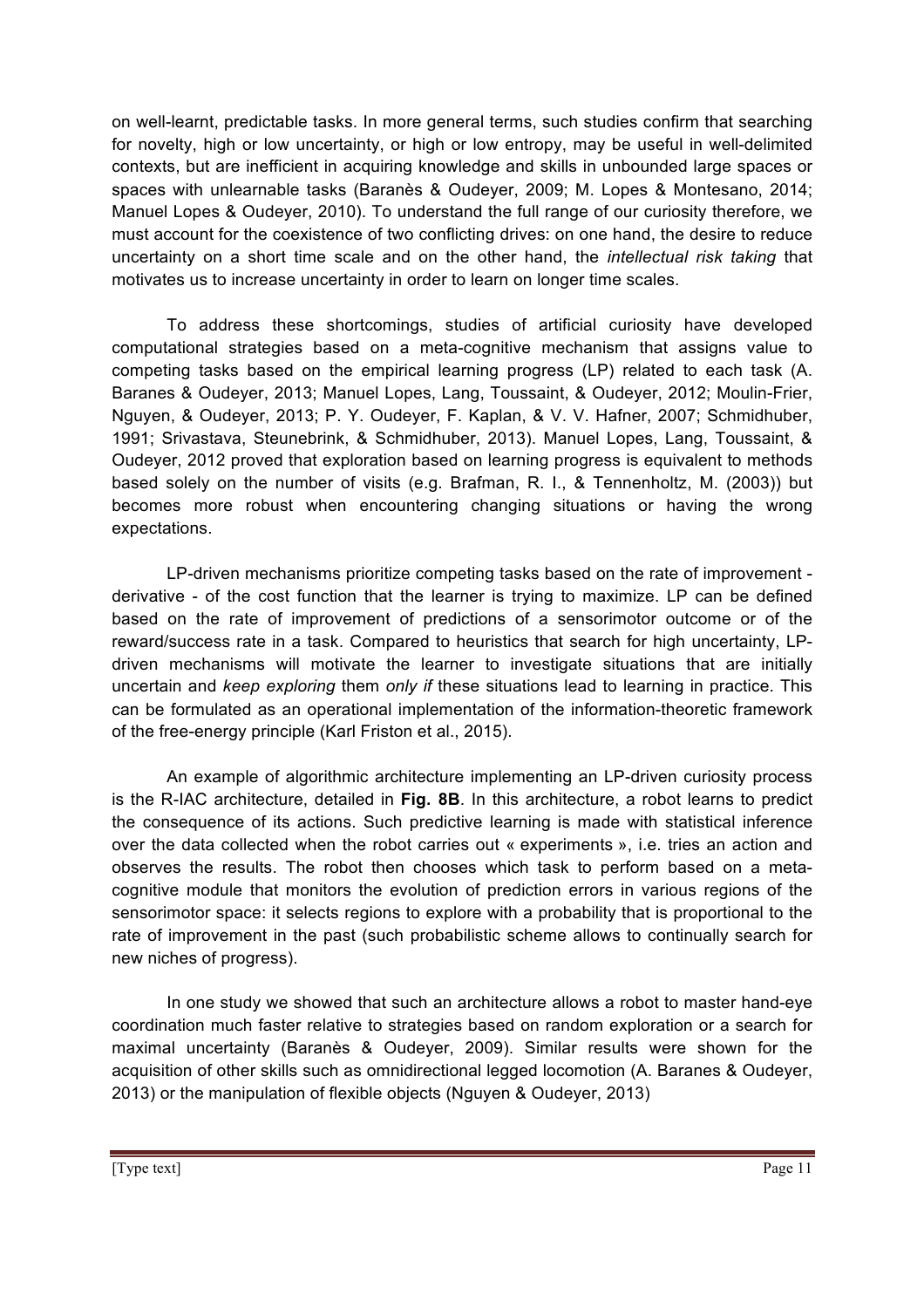on well-learnt, predictable tasks. In more general terms, such studies confirm that searching for novelty, high or low uncertainty, or high or low entropy, may be useful in well-delimited contexts, but are inefficient in acquiring knowledge and skills in unbounded large spaces or spaces with unlearnable tasks (Baranès & Oudeyer, 2009; M. Lopes & Montesano, 2014; Manuel Lopes & Oudeyer, 2010). To understand the full range of our curiosity therefore, we must account for the coexistence of two conflicting drives: on one hand, the desire to reduce uncertainty on a short time scale and on the other hand, the *intellectual risk taking* that motivates us to increase uncertainty in order to learn on longer time scales.

To address these shortcomings, studies of artificial curiosity have developed computational strategies based on a meta-cognitive mechanism that assigns value to competing tasks based on the empirical learning progress (LP) related to each task (A. Baranes & Oudeyer, 2013; Manuel Lopes, Lang, Toussaint, & Oudeyer, 2012; Moulin-Frier, Nguyen, & Oudeyer, 2013; P. Y. Oudeyer, F. Kaplan, & V. V. Hafner, 2007; Schmidhuber, 1991; Srivastava, Steunebrink, & Schmidhuber, 2013). Manuel Lopes, Lang, Toussaint, & Oudeyer, 2012 proved that exploration based on learning progress is equivalent to methods based solely on the number of visits (e.g. Brafman, R. I., & Tennenholtz, M. (2003)) but becomes more robust when encountering changing situations or having the wrong expectations.

LP-driven mechanisms prioritize competing tasks based on the rate of improvement - derivative - of the cost function that the learner is trying to maximize. LP can be defined based on the rate of improvement of predictions of a sensorimotor outcome or of the reward/success rate in a task. Compared to heuristics that search for high uncertainty, LP-driven mechanisms will motivate the learner to investigate situations that are initially uncertain and *keep exploring* them *only if* these situations lead to learning in practice. This can be formulated as an operational implementation of the information-theoretic framework of the free-energy principle (Karl Friston et al., 2015).

An example of algorithmic architecture implementing an LP-driven curiosity process is the R-IAC architecture, detailed in **Fig. 8B**. In this architecture, a robot learns to predict the consequence of its actions. Such predictive learning is made with statistical inference over the data collected when the robot carries out « experiments », i.e. tries an action and observes the results. The robot then chooses which task to perform based on a meta-cognitive module that monitors the evolution of prediction errors in various regions of the sensorimotor space: it selects regions to explore with a probability that is proportional to the rate of improvement in the past (such probabilistic scheme allows to continually search for new niches of progress).

In one study we showed that such an architecture allows a robot to master hand-eye coordination much faster relative to strategies based on random exploration or a search for maximal uncertainty (Baranès & Oudeyer, 2009). Similar results were shown for the acquisition of other skills such as omnidirectional legged locomotion (A. Baranes & Oudeyer, 2013) or the manipulation of flexible objects (Nguyen & Oudeyer, 2013)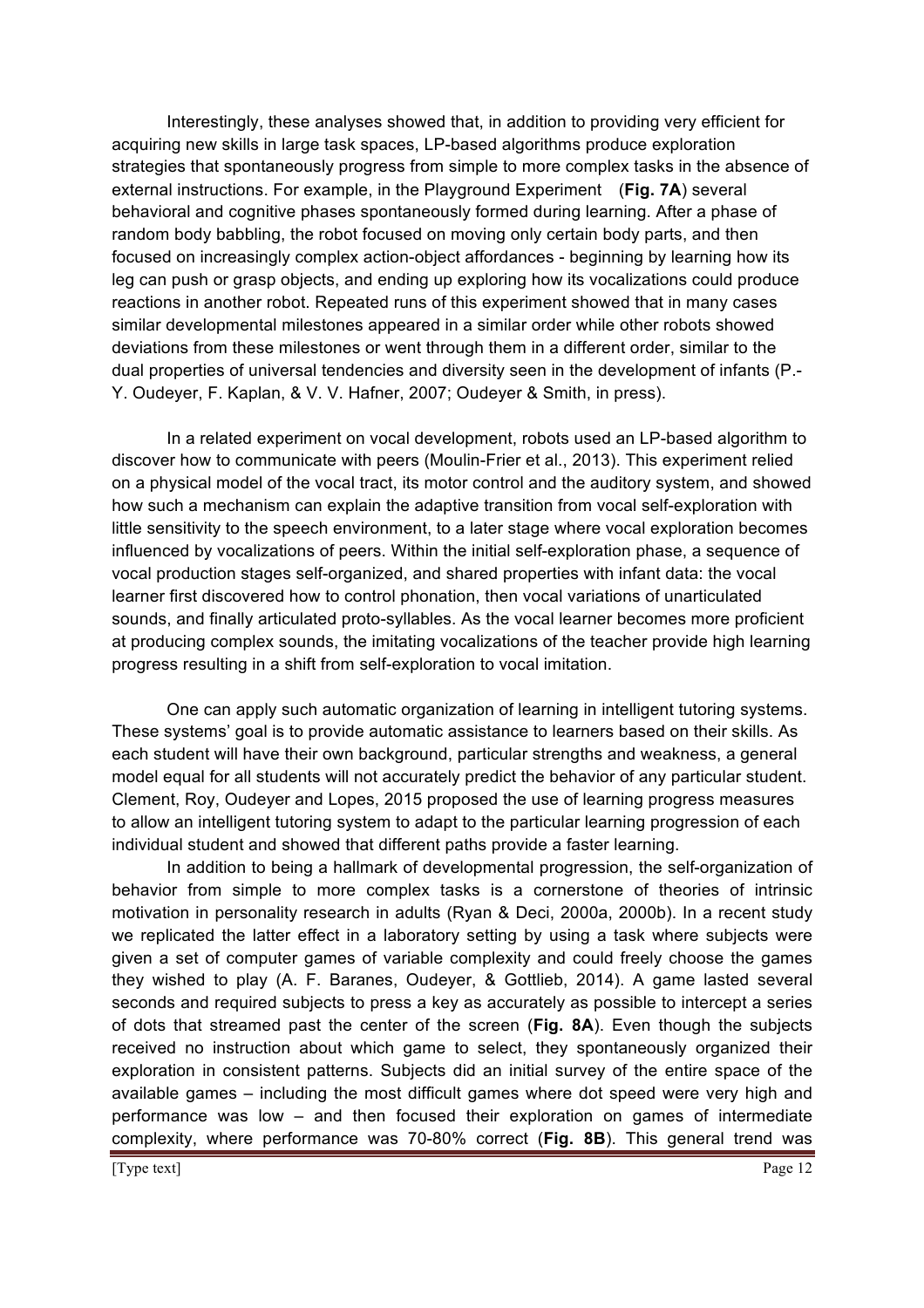Interestingly, these analyses showed that, in addition to providing very efficient for acquiring new skills in large task spaces, LP-based algorithms produce exploration strategies that spontaneously progress from simple to more complex tasks in the absence of external instructions. For example, in the Playground Experiment (**Fig. 7A**) several behavioral and cognitive phases spontaneously formed during learning. After a phase of random body babbling, the robot focused on moving only certain body parts, and then focused on increasingly complex action-object affordances - beginning by learning how its leg can push or grasp objects, and ending up exploring how its vocalizations could produce reactions in another robot. Repeated runs of this experiment showed that in many cases similar developmental milestones appeared in a similar order while other robots showed deviations from these milestones or went through them in a different order, similar to the dual properties of universal tendencies and diversity seen in the development of infants (P.-Y. Oudeyer, F. Kaplan, & V. V. Hafner, 2007; Oudeyer & Smith, in press).

In a related experiment on vocal development, robots used an LP-based algorithm to discover how to communicate with peers (Moulin-Frier et al., 2013). This experiment relied on a physical model of the vocal tract, its motor control and the auditory system, and showed how such a mechanism can explain the adaptive transition from vocal self-exploration with little sensitivity to the speech environment, to a later stage where vocal exploration becomes influenced by vocalizations of peers. Within the initial self-exploration phase, a sequence of vocal production stages self-organized, and shared properties with infant data: the vocal learner first discovered how to control phonation, then vocal variations of unarticulated sounds, and finally articulated proto-syllables. As the vocal learner becomes more proficient at producing complex sounds, the imitating vocalizations of the teacher provide high learning progress resulting in a shift from self-exploration to vocal imitation.

One can apply such automatic organization of learning in intelligent tutoring systems. These systems' goal is to provide automatic assistance to learners based on their skills. As each student will have their own background, particular strengths and weakness, a general model equal for all students will not accurately predict the behavior of any particular student. Clement, Roy, Oudeyer and Lopes, 2015 proposed the use of learning progress measures to allow an intelligent tutoring system to adapt to the particular learning progression of each individual student and showed that different paths provide a faster learning.

In addition to being a hallmark of developmental progression, the self-organization of behavior from simple to more complex tasks is a cornerstone of theories of intrinsic motivation in personality research in adults (Ryan & Deci, 2000a, 2000b). In a recent study we replicated the latter effect in a laboratory setting by using a task where subjects were given a set of computer games of variable complexity and could freely choose the games they wished to play (A. F. Baranes, Oudeyer, & Gottlieb, 2014). A game lasted several seconds and required subjects to press a key as accurately as possible to intercept a series of dots that streamed past the center of the screen (**Fig. 8A**). Even though the subjects received no instruction about which game to select, they spontaneously organized their exploration in consistent patterns. Subjects did an initial survey of the entire space of the available games – including the most difficult games where dot speed were very high and performance was low – and then focused their exploration on games of intermediate complexity, where performance was 70-80% correct (**Fig. 8B**). This general trend was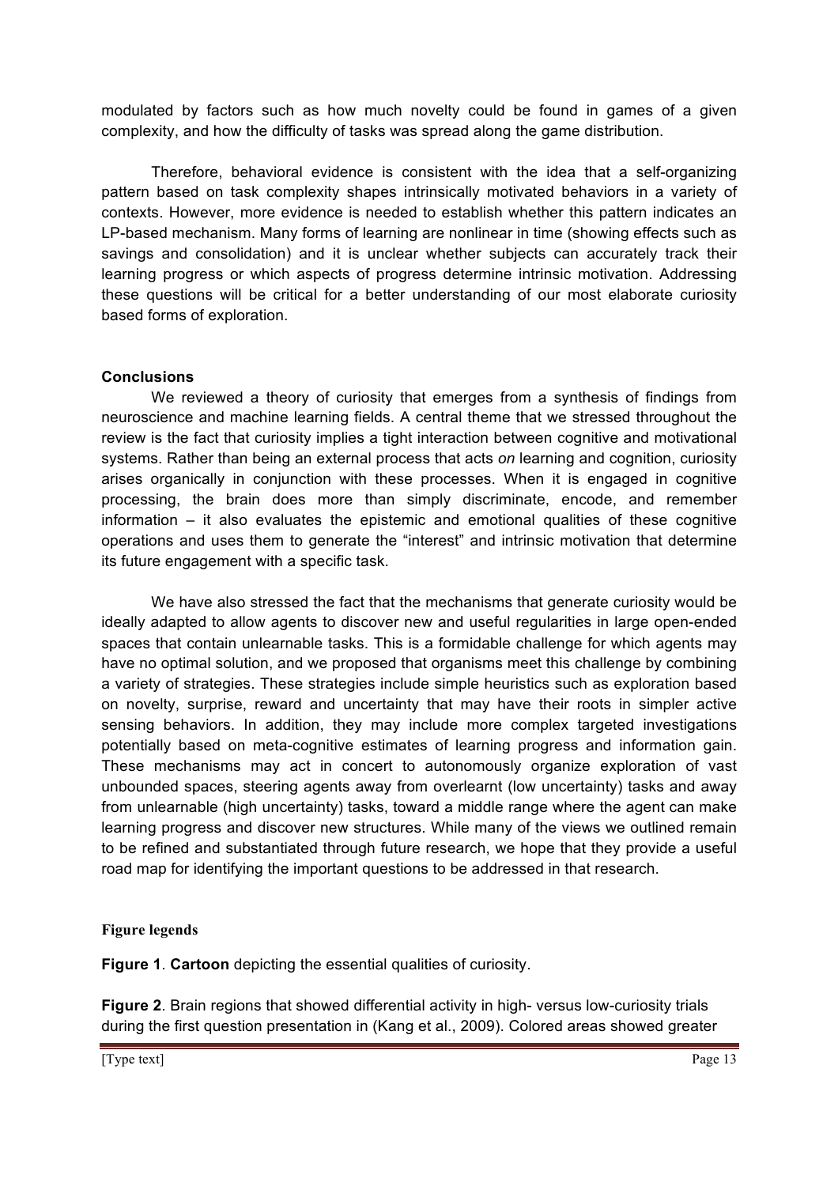modulated by factors such as how much novelty could be found in games of a given complexity, and how the difficulty of tasks was spread along the game distribution.

Therefore, behavioral evidence is consistent with the idea that a self-organizing pattern based on task complexity shapes intrinsically motivated behaviors in a variety of contexts. However, more evidence is needed to establish whether this pattern indicates an LP-based mechanism. Many forms of learning are nonlinear in time (showing effects such as savings and consolidation) and it is unclear whether subjects can accurately track their learning progress or which aspects of progress determine intrinsic motivation. Addressing these questions will be critical for a better understanding of our most elaborate curiosity based forms of exploration.

## Conclusions

We reviewed a theory of curiosity that emerges from a synthesis of findings from neuroscience and machine learning fields. A central theme that we stressed throughout the review is the fact that curiosity implies a tight interaction between cognitive and motivational systems. Rather than being an external process that acts *on* learning and cognition, curiosity arises organically in conjunction with these processes. When it is engaged in cognitive processing, the brain does more than simply discriminate, encode, and remember information – it also evaluates the epistemic and emotional qualities of these cognitive operations and uses them to generate the "interest" and intrinsic motivation that determine its future engagement with a specific task.

We have also stressed the fact that the mechanisms that generate curiosity would be ideally adapted to allow agents to discover new and useful regularities in large open-ended spaces that contain unlearnable tasks. This is a formidable challenge for which agents may have no optimal solution, and we proposed that organisms meet this challenge by combining a variety of strategies. These strategies include simple heuristics such as exploration based on novelty, surprise, reward and uncertainty that may have their roots in simpler active sensing behaviors. In addition, they may include more complex targeted investigations potentially based on meta-cognitive estimates of learning progress and information gain. These mechanisms may act in concert to autonomously organize exploration of vast unbounded spaces, steering agents away from overlearnt (low uncertainty) tasks and away from unlearnable (high uncertainty) tasks, toward a middle range where the agent can make learning progress and discover new structures. While many of the views we outlined remain to be refined and substantiated through future research, we hope that they provide a useful road map for identifying the important questions to be addressed in that research.

## Figure legends

**Figure 1**. **Cartoon** depicting the essential qualities of curiosity.

**Figure 2**. Brain regions that showed differential activity in high- versus low-curiosity trials during the first question presentation in (Kang et al., 2009). Colored areas showed greater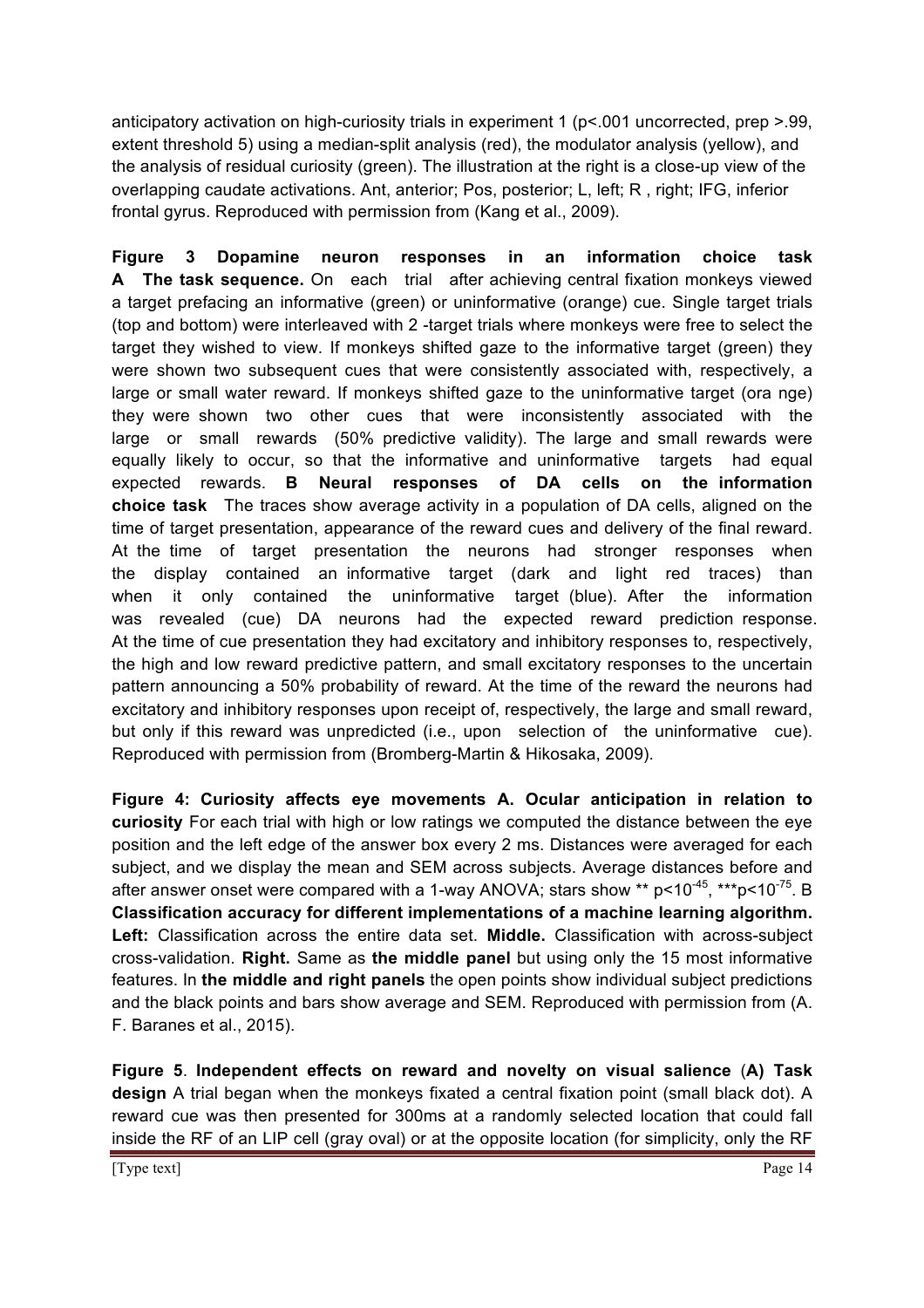anticipatory activation on high-curiosity trials in experiment 1 (p<.001 uncorrected, prep >.99, extent threshold 5) using a median-split analysis (red), the modulator analysis (yellow), and the analysis of residual curiosity (green). The illustration at the right is a close-up view of the overlapping caudate activations. Ant, anterior; Pos, posterior; L, left; R , right; IFG, inferior frontal gyrus. Reproduced with permission from (Kang et al., 2009).

**Figure 3 Dopamine neuron responses in an information choice task A The task sequence.** On each trial after achieving central fixation monkeys viewed a target prefacing an informative (green) or uninformative (orange) cue. Single target trials (top and bottom) were interleaved with 2 -target trials where monkeys were free to select the target they wished to view. If monkeys shifted gaze to the informative target (green) they were shown two subsequent cues that were consistently associated with, respectively, a large or small water reward. If monkeys shifted gaze to the uninformative target (ora nge) they were shown two other cues that were inconsistently associated with the large or small rewards (50% predictive validity). The large and small rewards were equally likely to occur, so that the informative and uninformative targets had equal expected rewards. **B Neural responses of DA cells on the information choice task** The traces show average activity in a population of DA cells, aligned on the time of target presentation, appearance of the reward cues and delivery of the final reward. At the time of target presentation the neurons had stronger responses when the display contained an informative target (dark and light red traces) than when it only contained the uninformative target (blue). After the information was revealed (cue) DA neurons had the expected reward prediction response. At the time of cue presentation they had excitatory and inhibitory responses to, respectively, the high and low reward predictive pattern, and small excitatory responses to the uncertain pattern announcing a 50% probability of reward. At the time of the reward the neurons had excitatory and inhibitory responses upon receipt of, respectively, the large and small reward, but only if this reward was unpredicted (i.e., upon selection of the uninformative cue). Reproduced with permission from (Bromberg-Martin & Hikosaka, 2009).

**Figure 4: Curiosity affects eye movements A. Ocular anticipation in relation to curiosity** For each trial with high or low ratings we computed the distance between the eye position and the left edge of the answer box every 2 ms. Distances were averaged for each subject, and we display the mean and SEM across subjects. Average distances before and after answer onset were compared with a 1-way ANOVA; stars show ** $p<10^{-45}$, *** $p<10^{-75}$. B **Classification accuracy for different implementations of a machine learning algorithm. Left:** Classification across the entire data set. **Middle.** Classification with across-subject cross-validation. **Right.** Same as **the middle panel** but using only the 15 most informative features. In **the middle and right panels** the open points show individual subject predictions and the black points and bars show average and SEM. Reproduced with permission from (A. F. Baranes et al., 2015).

**Figure 5**. **Independent effects on reward and novelty on visual salience** (**A) Task design** A trial began when the monkeys fixated a central fixation point (small black dot). A reward cue was then presented for 300ms at a randomly selected location that could fall inside the RF of an LIP cell (gray oval) or at the opposite location (for simplicity, only the RF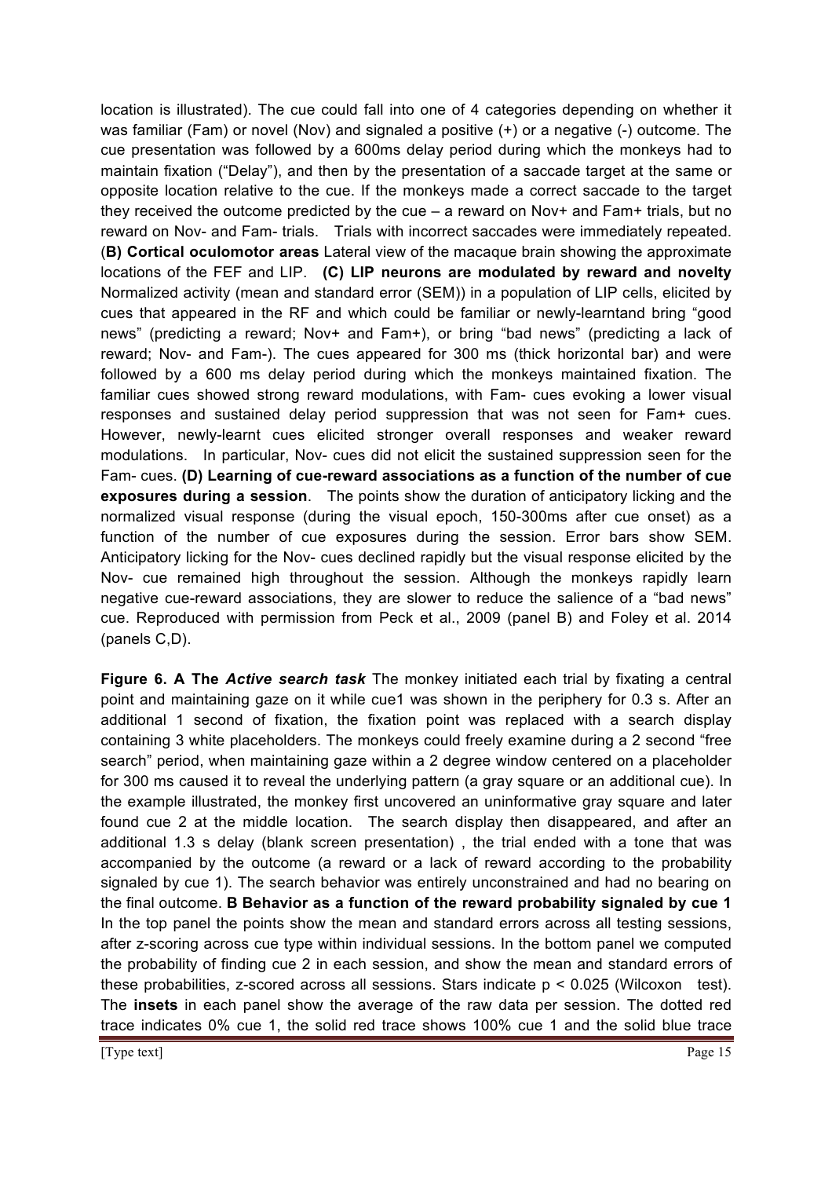location is illustrated). The cue could fall into one of 4 categories depending on whether it was familiar (Fam) or novel (Nov) and signaled a positive (+) or a negative (-) outcome. The cue presentation was followed by a 600ms delay period during which the monkeys had to maintain fixation ("Delay"), and then by the presentation of a saccade target at the same or opposite location relative to the cue. If the monkeys made a correct saccade to the target they received the outcome predicted by the cue – a reward on Nov+ and Fam+ trials, but no reward on Nov- and Fam- trials. Trials with incorrect saccades were immediately repeated. (**B) Cortical oculomotor areas** Lateral view of the macaque brain showing the approximate locations of the FEF and LIP. **(C) LIP neurons are modulated by reward and novelty** Normalized activity (mean and standard error (SEM)) in a population of LIP cells, elicited by cues that appeared in the RF and which could be familiar or newly-learntand bring "good news" (predicting a reward; Nov+ and Fam+), or bring "bad news" (predicting a lack of reward; Nov- and Fam-). The cues appeared for 300 ms (thick horizontal bar) and were followed by a 600 ms delay period during which the monkeys maintained fixation. The familiar cues showed strong reward modulations, with Fam- cues evoking a lower visual responses and sustained delay period suppression that was not seen for Fam+ cues. However, newly-learnt cues elicited stronger overall responses and weaker reward modulations. In particular, Nov- cues did not elicit the sustained suppression seen for the Fam- cues. **(D) Learning of cue-reward associations as a function of the number of cue exposures during a session**. The points show the duration of anticipatory licking and the normalized visual response (during the visual epoch, 150-300ms after cue onset) as a function of the number of cue exposures during the session. Error bars show SEM. Anticipatory licking for the Nov- cues declined rapidly but the visual response elicited by the Nov- cue remained high throughout the session. Although the monkeys rapidly learn negative cue-reward associations, they are slower to reduce the salience of a "bad news" cue. Reproduced with permission from Peck et al., 2009 (panel B) and Foley et al. 2014 (panels C,D).

**Figure 6. A The *Active search task*** The monkey initiated each trial by fixating a central point and maintaining gaze on it while cue1 was shown in the periphery for 0.3 s. After an additional 1 second of fixation, the fixation point was replaced with a search display containing 3 white placeholders. The monkeys could freely examine during a 2 second "free search" period, when maintaining gaze within a 2 degree window centered on a placeholder for 300 ms caused it to reveal the underlying pattern (a gray square or an additional cue). In the example illustrated, the monkey first uncovered an uninformative gray square and later found cue 2 at the middle location. The search display then disappeared, and after an additional 1.3 s delay (blank screen presentation) , the trial ended with a tone that was accompanied by the outcome (a reward or a lack of reward according to the probability signaled by cue 1). The search behavior was entirely unconstrained and had no bearing on the final outcome. **B Behavior as a function of the reward probability signaled by cue 1** In the top panel the points show the mean and standard errors across all testing sessions, after z-scoring across cue type within individual sessions. In the bottom panel we computed the probability of finding cue 2 in each session, and show the mean and standard errors of these probabilities, z-scored across all sessions. Stars indicate $p < 0.025$ (Wilcoxon test). The **insets** in each panel show the average of the raw data per session. The dotted red trace indicates 0% cue 1, the solid red trace shows 100% cue 1 and the solid blue trace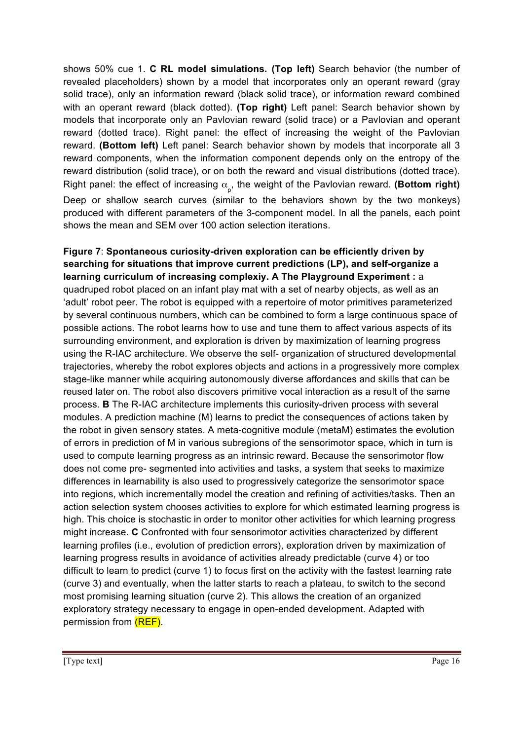shows 50% cue 1. **C RL model simulations. (Top left)** Search behavior (the number of revealed placeholders) shown by a model that incorporates only an operant reward (gray solid trace), only an information reward (black solid trace), or information reward combined with an operant reward (black dotted). **(Top right)** Left panel: Search behavior shown by models that incorporate only an Pavlovian reward (solid trace) or a Pavlovian and operant reward (dotted trace). Right panel: the effect of increasing the weight of the Pavlovian reward. **(Bottom left)** Left panel: Search behavior shown by models that incorporate all 3 reward components, when the information component depends only on the entropy of the reward distribution (solid trace), or on both the reward and visual distributions (dotted trace). Right panel: the effect of increasing $\alpha_p$, the weight of the Pavlovian reward. **(Bottom right)** Deep or shallow search curves (similar to the behaviors shown by the two monkeys) produced with different parameters of the 3-component model. In all the panels, each point shows the mean and SEM over 100 action selection iterations.

**Figure 7**: **Spontaneous curiosity-driven exploration can be efficiently driven by searching for situations that improve current predictions (LP), and self-organize a learning curriculum of increasing complexiy. A The Playground Experiment :** a quadruped robot placed on an infant play mat with a set of nearby objects, as well as an 'adult' robot peer. The robot is equipped with a repertoire of motor primitives parameterized by several continuous numbers, which can be combined to form a large continuous space of possible actions. The robot learns how to use and tune them to affect various aspects of its surrounding environment, and exploration is driven by maximization of learning progress using the R-IAC architecture. We observe the self- organization of structured developmental trajectories, whereby the robot explores objects and actions in a progressively more complex stage-like manner while acquiring autonomously diverse affordances and skills that can be reused later on. The robot also discovers primitive vocal interaction as a result of the same process. **B** The R-IAC architecture implements this curiosity-driven process with several modules. A prediction machine (M) learns to predict the consequences of actions taken by the robot in given sensory states. A meta-cognitive module (metaM) estimates the evolution of errors in prediction of M in various subregions of the sensorimotor space, which in turn is used to compute learning progress as an intrinsic reward. Because the sensorimotor flow does not come pre- segmented into activities and tasks, a system that seeks to maximize differences in learnability is also used to progressively categorize the sensorimotor space into regions, which incrementally model the creation and refining of activities/tasks. Then an action selection system chooses activities to explore for which estimated learning progress is high. This choice is stochastic in order to monitor other activities for which learning progress might increase. **C** Confronted with four sensorimotor activities characterized by different learning profiles (i.e., evolution of prediction errors), exploration driven by maximization of learning progress results in avoidance of activities already predictable (curve 4) or too difficult to learn to predict (curve 1) to focus first on the activity with the fastest learning rate (curve 3) and eventually, when the latter starts to reach a plateau, to switch to the second most promising learning situation (curve 2). This allows the creation of an organized exploratory strategy necessary to engage in open-ended development. Adapted with permission from (REF).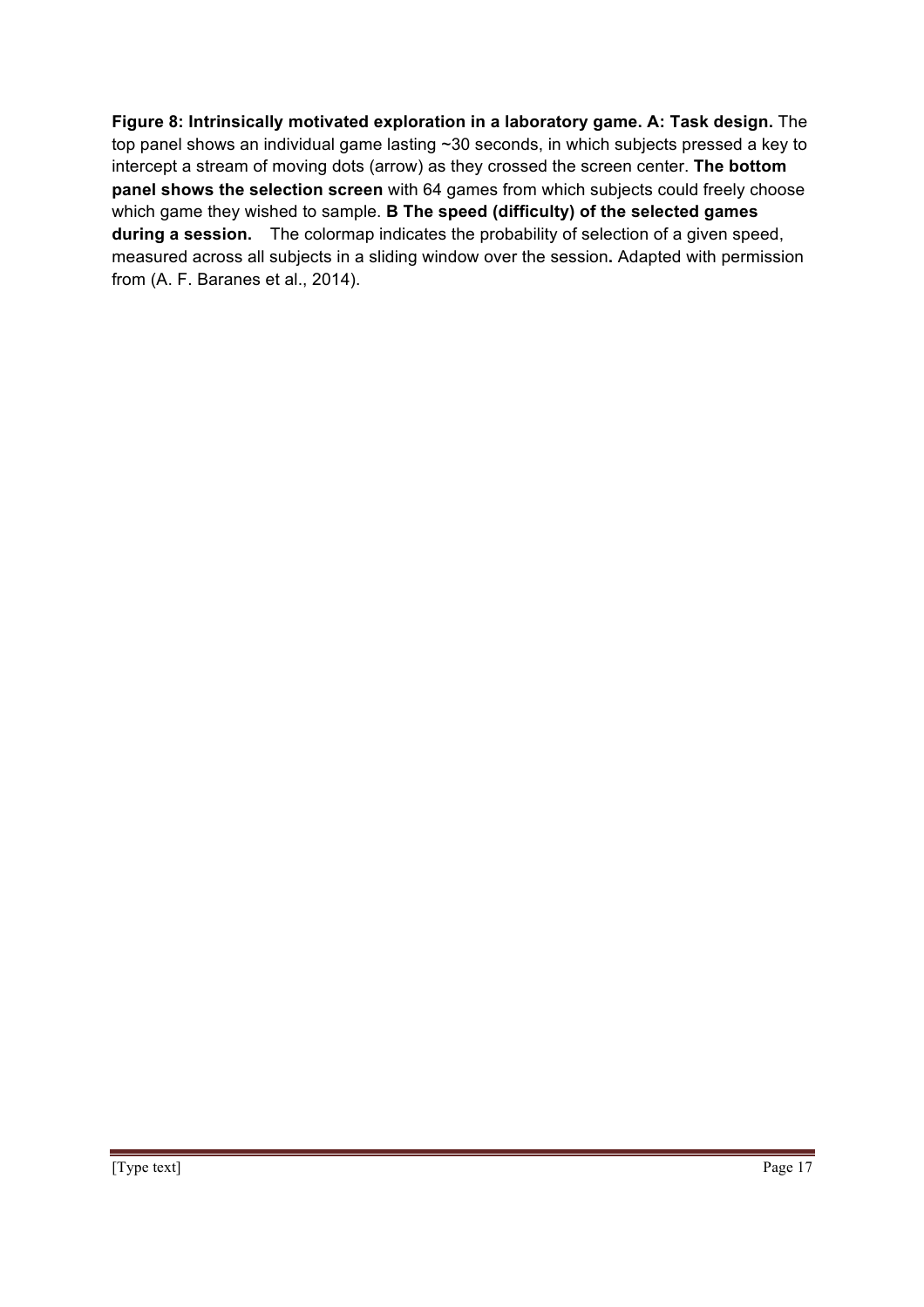**Figure 8: Intrinsically motivated exploration in a laboratory game. A: Task design.** The top panel shows an individual game lasting ~30 seconds, in which subjects pressed a key to intercept a stream of moving dots (arrow) as they crossed the screen center. **The bottom panel shows the selection screen** with 64 games from which subjects could freely choose which game they wished to sample. **B The speed (difficulty) of the selected games during a session.** The colormap indicates the probability of selection of a given speed, measured across all subjects in a sliding window over the session**.** Adapted with permission from (A. F. Baranes et al., 2014).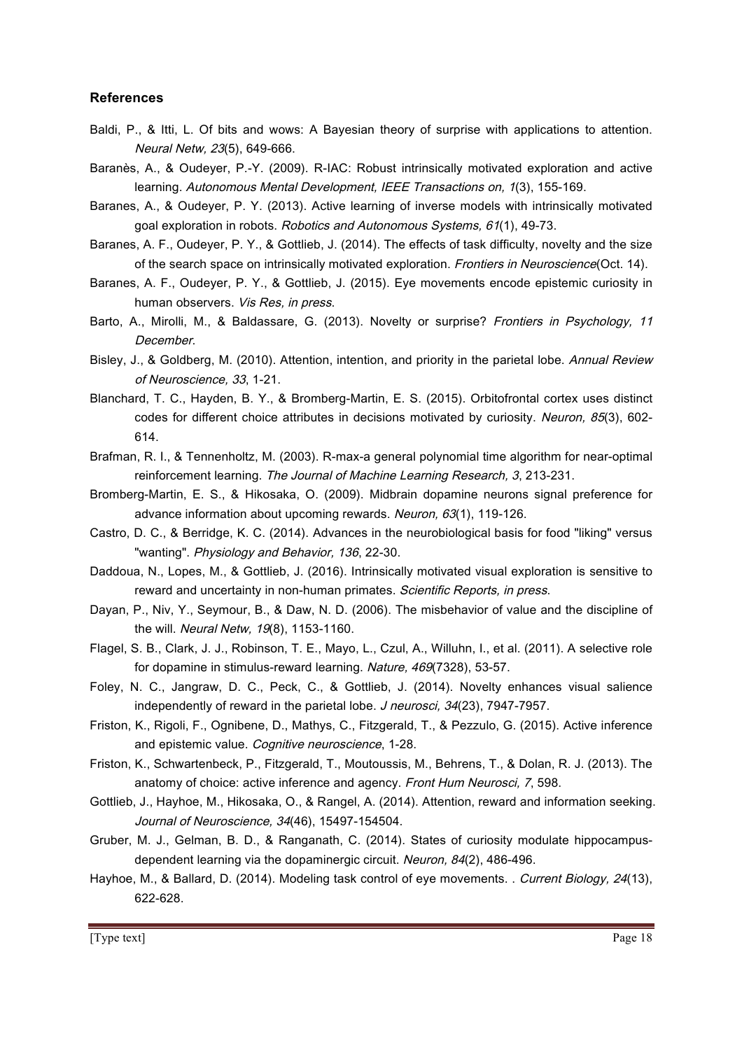### References

Baldi, P., & Itti, L. Of bits and wows: A Bayesian theory of surprise with applications to attention. *Neural Netw, 23*(5), 649-666.

Baranès, A., & Oudeyer, P.-Y. (2009). R-IAC: Robust intrinsically motivated exploration and active learning. *Autonomous Mental Development, IEEE Transactions on, 1*(3), 155-169.

Baranes, A., & Oudeyer, P. Y. (2013). Active learning of inverse models with intrinsically motivated goal exploration in robots. *Robotics and Autonomous Systems, 61*(1), 49-73.

Baranes, A. F., Oudeyer, P. Y., & Gottlieb, J. (2014). The effects of task difficulty, novelty and the size of the search space on intrinsically motivated exploration. *Frontiers in Neuroscience*(Oct. 14).

Baranes, A. F., Oudeyer, P. Y., & Gottlieb, J. (2015). Eye movements encode epistemic curiosity in human observers. *Vis Res, in press*.

Barto, A., Mirolli, M., & Baldassare, G. (2013). Novelty or surprise? *Frontiers in Psychology, 11 December*.

Bisley, J., & Goldberg, M. (2010). Attention, intention, and priority in the parietal lobe. *Annual Review of Neuroscience, 33*, 1-21.

Blanchard, T. C., Hayden, B. Y., & Bromberg-Martin, E. S. (2015). Orbitofrontal cortex uses distinct codes for different choice attributes in decisions motivated by curiosity. *Neuron, 85*(3), 602-614.

Brafman, R. I., & Tennenholtz, M. (2003). R-max-a general polynomial time algorithm for near-optimal reinforcement learning. *The Journal of Machine Learning Research, 3*, 213-231.

Bromberg-Martin, E. S., & Hikosaka, O. (2009). Midbrain dopamine neurons signal preference for advance information about upcoming rewards. *Neuron, 63*(1), 119-126.

Castro, D. C., & Berridge, K. C. (2014). Advances in the neurobiological basis for food "liking" versus "wanting". *Physiology and Behavior, 136*, 22-30.

Daddoua, N., Lopes, M., & Gottlieb, J. (2016). Intrinsically motivated visual exploration is sensitive to reward and uncertainty in non-human primates. *Scientific Reports, in press*.

Dayan, P., Niv, Y., Seymour, B., & Daw, N. D. (2006). The misbehavior of value and the discipline of the will. *Neural Netw, 19*(8), 1153-1160.

Flagel, S. B., Clark, J. J., Robinson, T. E., Mayo, L., Czul, A., Willuhn, I., et al. (2011). A selective role for dopamine in stimulus-reward learning. *Nature, 469*(7328), 53-57.

Foley, N. C., Jangraw, D. C., Peck, C., & Gottlieb, J. (2014). Novelty enhances visual salience independently of reward in the parietal lobe. *J neurosci, 34*(23), 7947-7957.

Friston, K., Rigoli, F., Ognibene, D., Mathys, C., Fitzgerald, T., & Pezzulo, G. (2015). Active inference and epistemic value. *Cognitive neuroscience*, 1-28.

Friston, K., Schwartenbeck, P., Fitzgerald, T., Moutoussis, M., Behrens, T., & Dolan, R. J. (2013). The anatomy of choice: active inference and agency. *Front Hum Neurosci, 7*, 598.

Gottlieb, J., Hayhoe, M., Hikosaka, O., & Rangel, A. (2014). Attention, reward and information seeking. *Journal of Neuroscience, 34*(46), 15497-154504.

Gruber, M. J., Gelman, B. D., & Ranganath, C. (2014). States of curiosity modulate hippocampus-dependent learning via the dopaminergic circuit. *Neuron, 84*(2), 486-496.

Hayhoe, M., & Ballard, D. (2014). Modeling task control of eye movements. . *Current Biology, 24*(13), 622-628.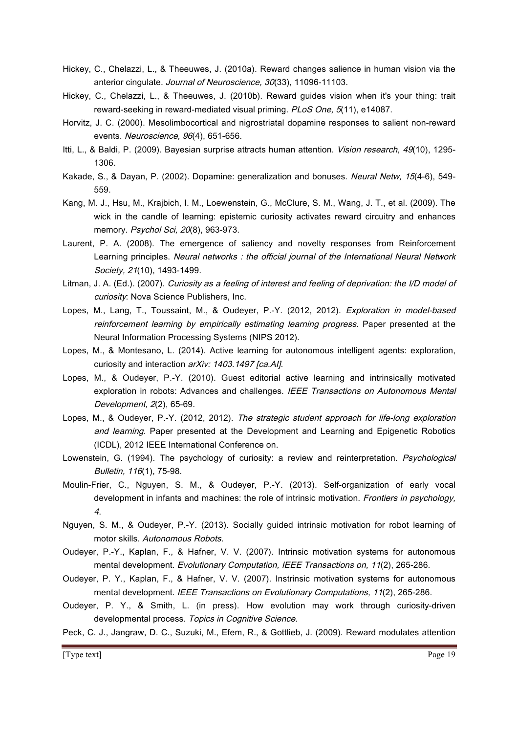Hickey, C., Chelazzi, L., & Theeuwes, J. (2010a). Reward changes salience in human vision via the anterior cingulate. *Journal of Neuroscience, 30*(33), 11096-11103.

Hickey, C., Chelazzi, L., & Theeuwes, J. (2010b). Reward guides vision when it's your thing: trait reward-seeking in reward-mediated visual priming. *PLoS One, 5*(11), e14087.

Horvitz, J. C. (2000). Mesolimbocortical and nigrostriatal dopamine responses to salient non-reward events. *Neuroscience, 96*(4), 651-656.

Itti, L., & Baldi, P. (2009). Bayesian surprise attracts human attention. *Vision research, 49*(10), 1295-1306.

Kakade, S., & Dayan, P. (2002). Dopamine: generalization and bonuses. *Neural Netw, 15*(4-6), 549-559.

Kang, M. J., Hsu, M., Krajbich, I. M., Loewenstein, G., McClure, S. M., Wang, J. T., et al. (2009). The wick in the candle of learning: epistemic curiosity activates reward circuitry and enhances memory. *Psychol Sci, 20*(8), 963-973.

Laurent, P. A. (2008). The emergence of saliency and novelty responses from Reinforcement Learning principles. *Neural networks : the official journal of the International Neural Network Society, 21*(10), 1493-1499.

Litman, J. A. (Ed.). (2007). *Curiosity as a feeling of interest and feeling of deprivation: the I/D model of curiosity*: Nova Science Publishers, Inc.

Lopes, M., Lang, T., Toussaint, M., & Oudeyer, P.-Y. (2012, 2012). *Exploration in model-based reinforcement learning by empirically estimating learning progress.* Paper presented at the Neural Information Processing Systems (NIPS 2012).

Lopes, M., & Montesano, L. (2014). Active learning for autonomous intelligent agents: exploration, curiosity and interaction *arXiv: 1403.1497 [ca.AI]*.

Lopes, M., & Oudeyer, P.-Y. (2010). Guest editorial active learning and intrinsically motivated exploration in robots: Advances and challenges. *IEEE Transactions on Autonomous Mental Development, 2*(2), 65-69.

Lopes, M., & Oudeyer, P.-Y. (2012, 2012). *The strategic student approach for life-long exploration and learning.* Paper presented at the Development and Learning and Epigenetic Robotics (ICDL), 2012 IEEE International Conference on.

Lowenstein, G. (1994). The psychology of curiosity: a review and reinterpretation. *Psychological Bulletin, 116*(1), 75-98.

Moulin-Frier, C., Nguyen, S. M., & Oudeyer, P.-Y. (2013). Self-organization of early vocal development in infants and machines: the role of intrinsic motivation. *Frontiers in psychology, 4*.

Nguyen, S. M., & Oudeyer, P.-Y. (2013). Socially guided intrinsic motivation for robot learning of motor skills. *Autonomous Robots*.

Oudeyer, P.-Y., Kaplan, F., & Hafner, V. V. (2007). Intrinsic motivation systems for autonomous mental development. *Evolutionary Computation, IEEE Transactions on, 11*(2), 265-286.

Oudeyer, P. Y., Kaplan, F., & Hafner, V. V. (2007). Instrinsic motivation systems for autonomous mental development. *IEEE Transactions on Evolutionary Computations, 11*(2), 265-286.

Oudeyer, P. Y., & Smith, L. (in press). How evolution may work through curiosity-driven developmental process. *Topics in Cognitive Science*.

Peck, C. J., Jangraw, D. C., Suzuki, M., Efem, R., & Gottlieb, J. (2009). Reward modulates attention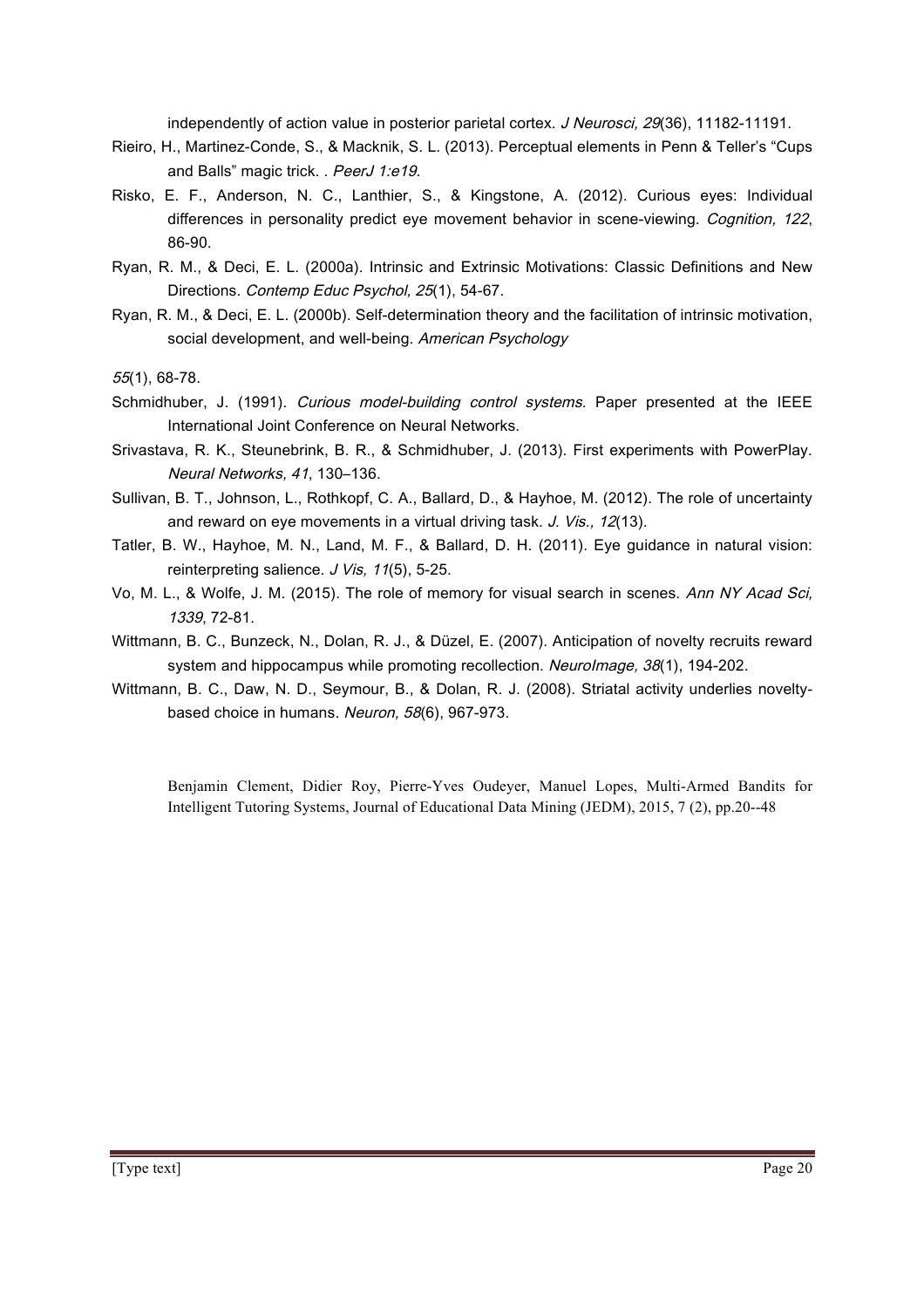independently of action value in posterior parietal cortex. *J Neurosci, 29*(36), 11182-11191.

Rieiro, H., Martinez-Conde, S., & Macknik, S. L. (2013). Perceptual elements in Penn & Teller's "Cups and Balls" magic trick. . *PeerJ 1:e19*.

Risko, E. F., Anderson, N. C., Lanthier, S., & Kingstone, A. (2012). Curious eyes: Individual differences in personality predict eye movement behavior in scene-viewing. *Cognition, 122*, 86-90.

Ryan, R. M., & Deci, E. L. (2000a). Intrinsic and Extrinsic Motivations: Classic Definitions and New Directions. *Contemp Educ Psychol, 25*(1), 54-67.

Ryan, R. M., & Deci, E. L. (2000b). Self-determination theory and the facilitation of intrinsic motivation, social development, and well-being. *American Psychology*

*55*(1), 68-78.

Schmidhuber, J. (1991). *Curious model-building control systems*. Paper presented at the IEEE International Joint Conference on Neural Networks.

Srivastava, R. K., Steunebrink, B. R., & Schmidhuber, J. (2013). First experiments with PowerPlay. *Neural Networks, 41*, 130–136.

Sullivan, B. T., Johnson, L., Rothkopf, C. A., Ballard, D., & Hayhoe, M. (2012). The role of uncertainty and reward on eye movements in a virtual driving task. *J. Vis., 12*(13).

Tatler, B. W., Hayhoe, M. N., Land, M. F., & Ballard, D. H. (2011). Eye guidance in natural vision: reinterpreting salience. *J Vis, 11*(5), 5-25.

Vo, M. L., & Wolfe, J. M. (2015). The role of memory for visual search in scenes. *Ann NY Acad Sci, 1339*, 72-81.

Wittmann, B. C., Bunzeck, N., Dolan, R. J., & Düzel, E. (2007). Anticipation of novelty recruits reward system and hippocampus while promoting recollection. *NeuroImage, 38*(1), 194-202.

Wittmann, B. C., Daw, N. D., Seymour, B., & Dolan, R. J. (2008). Striatal activity underlies novelty-based choice in humans. *Neuron, 58*(6), 967-973.

Benjamin Clement, Didier Roy, Pierre-Yves Oudeyer, Manuel Lopes, Multi-Armed Bandits for Intelligent Tutoring Systems, Journal of Educational Data Mining (JEDM), 2015, 7 (2), pp.20--48